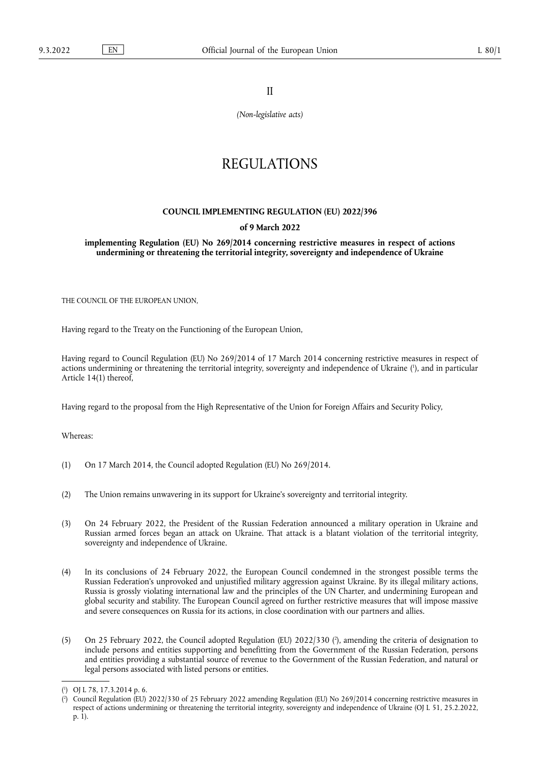II

*(Non-legislative acts)*

# REGULATIONS

## COUNCIL IMPLEMENTING REGULATION (EU) 2022/396

### of 9 March 2022

### implementing Regulation (EU) No 269/2014 concerning restrictive measures in respect of actions undermining or threatening the territorial integrity, sovereignty and independence of Ukraine

THE COUNCIL OF THE EUROPEAN UNION,

Having regard to the Treaty on the Functioning of the European Union,

Having regard to Council Regulation (EU) No 269/2014 of 17 March 2014 concerning restrictive measures in respect of actions undermining or threatening the territorial integrity, sovereignty and independence of Ukraine ([1]), and in particular Article 14(1) thereof,

Having regard to the proposal from the High Representative of the Union for Foreign Affairs and Security Policy,

Whereas:

(1) On 17 March 2014, the Council adopted Regulation (EU) No 269/2014.

(2) The Union remains unwavering in its support for Ukraine's sovereignty and territorial integrity.

(3) On 24 February 2022, the President of the Russian Federation announced a military operation in Ukraine and Russian armed forces began an attack on Ukraine. That attack is a blatant violation of the territorial integrity, sovereignty and independence of Ukraine.

(4) In its conclusions of 24 February 2022, the European Council condemned in the strongest possible terms the Russian Federation's unprovoked and unjustified military aggression against Ukraine. By its illegal military actions, Russia is grossly violating international law and the principles of the UN Charter, and undermining European and global security and stability. The European Council agreed on further restrictive measures that will impose massive and severe consequences on Russia for its actions, in close coordination with our partners and allies.

(5) On 25 February 2022, the Council adopted Regulation (EU) 2022/330 ([2]), amending the criteria of designation to include persons and entities supporting and benefitting from the Government of the Russian Federation, persons and entities providing a substantial source of revenue to the Government of the Russian Federation, and natural or legal persons associated with listed persons or entities.

---

([1]) OJ L 78, 17.3.2014 p. 6.

([2]) Council Regulation (EU) 2022/330 of 25 February 2022 amending Regulation (EU) No 269/2014 concerning restrictive measures in respect of actions undermining or threatening the territorial integrity, sovereignty and independence of Ukraine (OJ L 51, 25.2.2022, p. 1).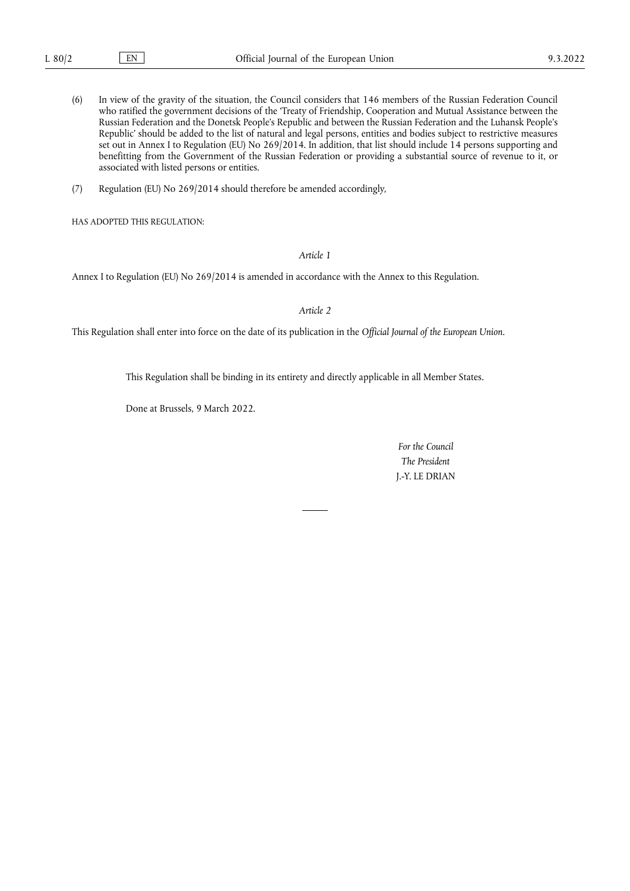(6) In view of the gravity of the situation, the Council considers that 146 members of the Russian Federation Council who ratified the government decisions of the 'Treaty of Friendship, Cooperation and Mutual Assistance between the Russian Federation and the Donetsk People's Republic and between the Russian Federation and the Luhansk People's Republic' should be added to the list of natural and legal persons, entities and bodies subject to restrictive measures set out in Annex I to Regulation (EU) No 269/2014. In addition, that list should include 14 persons supporting and benefitting from the Government of the Russian Federation or providing a substantial source of revenue to it, or associated with listed persons or entities.

(7) Regulation (EU) No 269/2014 should therefore be amended accordingly,

HAS ADOPTED THIS REGULATION:

*Article 1*

Annex I to Regulation (EU) No 269/2014 is amended in accordance with the Annex to this Regulation.

*Article 2*

This Regulation shall enter into force on the date of its publication in the *Official Journal of the European Union*.

This Regulation shall be binding in its entirety and directly applicable in all Member States.

Done at Brussels, 9 March 2022.

*For the Council*
*The President*
J.-Y. LE DRIAN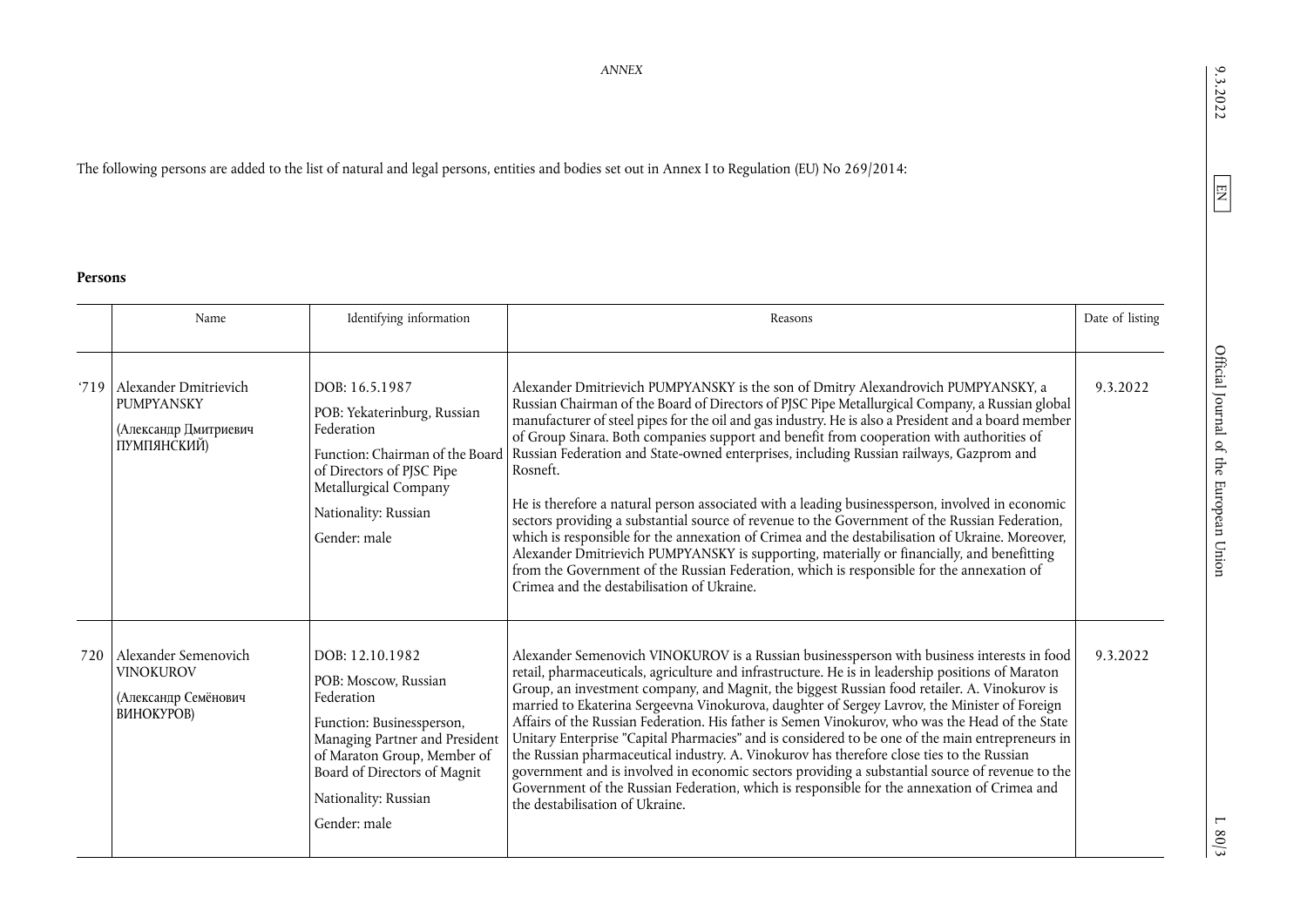*ANNEX*

The following persons are added to the list of natural and legal persons, entities and bodies set out in Annex I to Regulation (EU) No 269/2014:

**Persons**

| | Name | Identifying information | Reasons | Date of listing |
|---|---|---|---|---|
| '719 | Alexander Dmitrievich PUMPYANSKY (Александр Дмитриевич ПУМПЯНСКИЙ) | DOB: 16.5.1987<br>POB: Yekaterinburg, Russian Federation<br>Function: Chairman of the Board of Directors of PJSC Pipe Metallurgical Company<br>Nationality: Russian<br>Gender: male | Alexander Dmitrievich PUMPYANSKY is the son of Dmitry Alexandrovich PUMPYANSKY, a Russian Chairman of the Board of Directors of PJSC Pipe Metallurgical Company, a Russian global manufacturer of steel pipes for the oil and gas industry. He is also a President and a board member of Group Sinara. Both companies support and benefit from cooperation with authorities of Russian Federation and State-owned enterprises, including Russian railways, Gazprom and Rosneft.<br><br>He is therefore a natural person associated with a leading businessperson, involved in economic sectors providing a substantial source of revenue to the Government of the Russian Federation, which is responsible for the annexation of Crimea and the destabilisation of Ukraine. Moreover, Alexander Dmitrievich PUMPYANSKY is supporting, materially or financially, and benefitting from the Government of the Russian Federation, which is responsible for the annexation of Crimea and the destabilisation of Ukraine. | 9.3.2022 |
| 720 | Alexander Semenovich VINOKUROV (Александр Семёнович ВИНОКУРОВ) | DOB: 12.10.1982<br>POB: Moscow, Russian Federation<br>Function: Businessperson, Managing Partner and President of Maraton Group, Member of Board of Directors of Magnit<br>Nationality: Russian<br>Gender: male | Alexander Semenovich VINOKUROV is a Russian businessperson with business interests in food retail, pharmaceuticals, agriculture and infrastructure. He is in leadership positions of Maraton Group, an investment company, and Magnit, the biggest Russian food retailer. A. Vinokurov is married to Ekaterina Sergeevna Vinokurova, daughter of Sergey Lavrov, the Minister of Foreign Affairs of the Russian Federation. His father is Semen Vinokurov, who was the Head of the State Unitary Enterprise "Capital Pharmacies" and is considered to be one of the main entrepreneurs in the Russian pharmaceutical industry. A. Vinokurov has therefore close ties to the Russian government and is involved in economic sectors providing a substantial source of revenue to the Government of the Russian Federation, which is responsible for the annexation of Crimea and the destabilisation of Ukraine. | 9.3.2022 |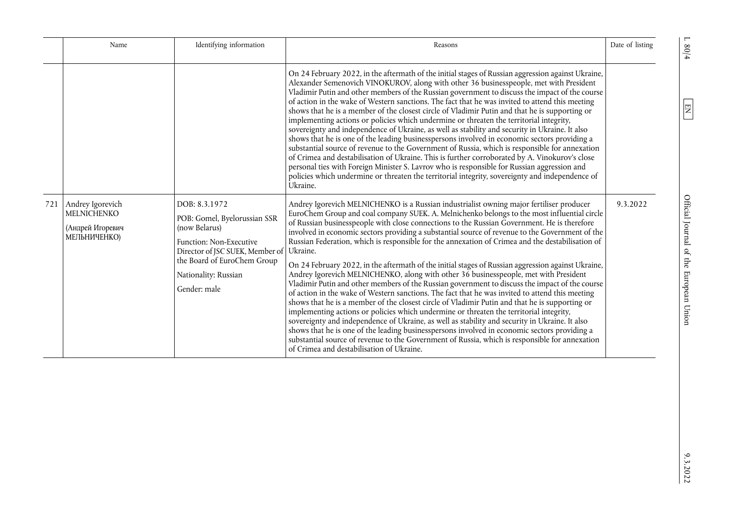| | Name | Identifying information | Reasons | Date of listing |
|---|---|---|---|---|
| | | | On 24 February 2022, in the aftermath of the initial stages of Russian aggression against Ukraine, Alexander Semenovich VINOKUROV, along with other 36 businesspeople, met with President Vladimir Putin and other members of the Russian government to discuss the impact of the course of action in the wake of Western sanctions. The fact that he was invited to attend this meeting shows that he is a member of the closest circle of Vladimir Putin and that he is supporting or implementing actions or policies which undermine or threaten the territorial integrity, sovereignty and independence of Ukraine, as well as stability and security in Ukraine. It also shows that he is one of the leading businesspersons involved in economic sectors providing a substantial source of revenue to the Government of Russia, which is responsible for annexation of Crimea and destabilisation of Ukraine. This is further corroborated by A. Vinokurov's close personal ties with Foreign Minister S. Lavrov who is responsible for Russian aggression and policies which undermine or threaten the territorial integrity, sovereignty and independence of Ukraine. | |
| 721 | Andrey Igorevich MELNICHENKO (Андрей Игоревич МЕЛЬНИЧЕНКО) | DOB: 8.3.1972<br>POB: Gomel, Byelorussian SSR (now Belarus)<br>Function: Non-Executive Director of JSC SUEK, Member of the Board of EuroChem Group<br>Nationality: Russian<br>Gender: male | Andrey Igorevich MELNICHENKO is a Russian industrialist owning major fertiliser producer EuroChem Group and coal company SUEK. A. Melnichenko belongs to the most influential circle of Russian businesspeople with close connections to the Russian Government. He is therefore involved in economic sectors providing a substantial source of revenue to the Government of the Russian Federation, which is responsible for the annexation of Crimea and the destabilisation of Ukraine.<br>On 24 February 2022, in the aftermath of the initial stages of Russian aggression against Ukraine, Andrey Igorevich MELNICHENKO, along with other 36 businesspeople, met with President Vladimir Putin and other members of the Russian government to discuss the impact of the course of action in the wake of Western sanctions. The fact that he was invited to attend this meeting shows that he is a member of the closest circle of Vladimir Putin and that he is supporting or implementing actions or policies which undermine or threaten the territorial integrity, sovereignty and independence of Ukraine, as well as stability and security in Ukraine. It also shows that he is one of the leading businesspersons involved in economic sectors providing a substantial source of revenue to the Government of Russia, which is responsible for annexation of Crimea and destabilisation of Ukraine. | 9.3.2022 |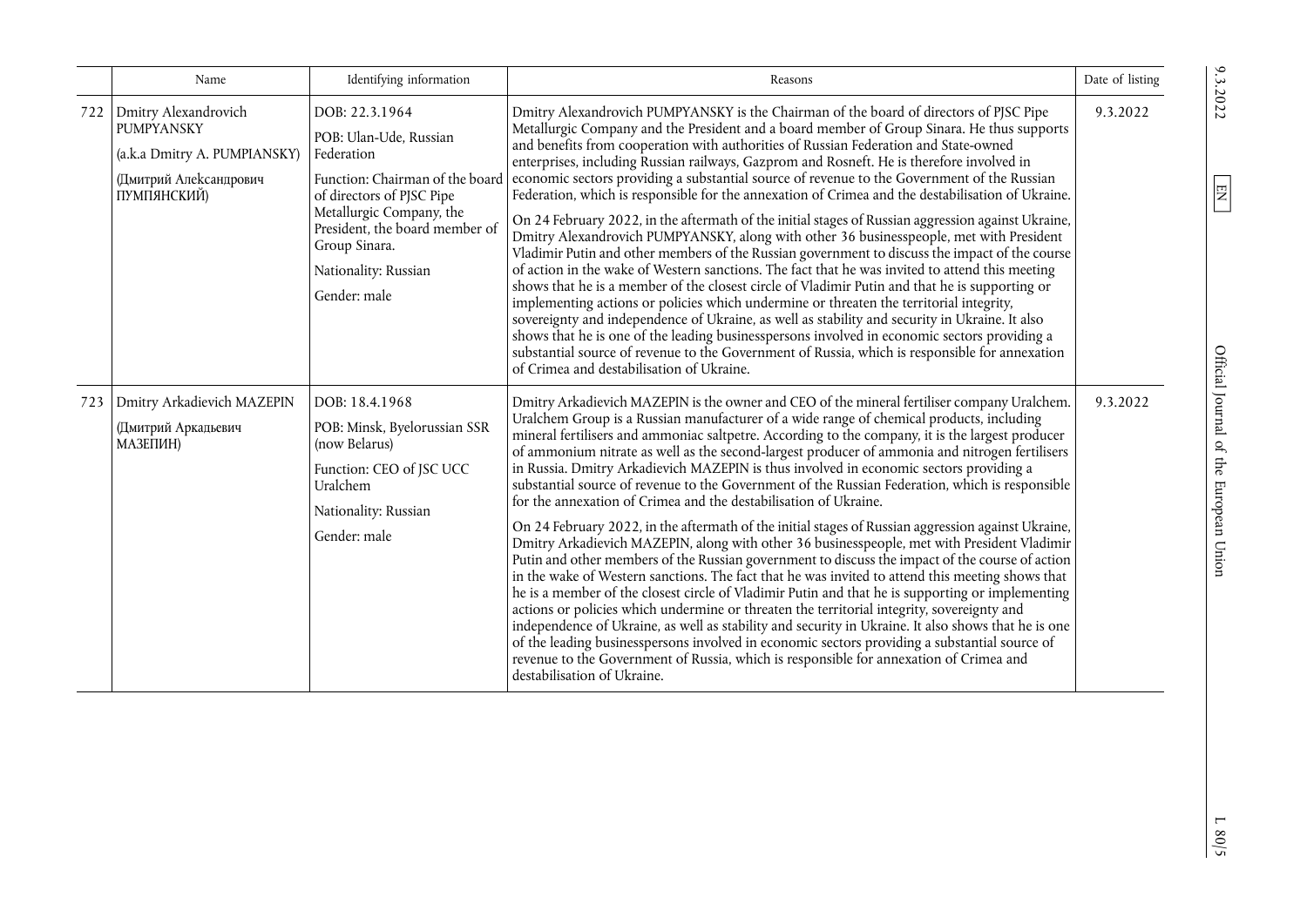|  | Name | Identifying information | Reasons | Date of listing |
|---|---|---|---|---|
| 722 | Dmitry Alexandrovich PUMPYANSKY<br>(a.k.a Dmitry A. PUMPIANSKY)<br>(Дмитрий Александрович ПУМПЯНСКИЙ) | DOB: 22.3.1964<br>POB: Ulan-Ude, Russian Federation<br>Function: Chairman of the board of directors of PJSC Pipe Metallurgic Company, the President, the board member of Group Sinara.<br>Nationality: Russian<br>Gender: male | Dmitry Alexandrovich PUMPYANSKY is the Chairman of the board of directors of PJSC Pipe Metallurgic Company and the President and a board member of Group Sinara. He thus supports and benefits from cooperation with authorities of Russian Federation and State-owned enterprises, including Russian railways, Gazprom and Rosneft. He is therefore involved in economic sectors providing a substantial source of revenue to the Government of the Russian Federation, which is responsible for the annexation of Crimea and the destabilisation of Ukraine.<br>On 24 February 2022, in the aftermath of the initial stages of Russian aggression against Ukraine, Dmitry Alexandrovich PUMPYANSKY, along with other 36 businesspeople, met with President Vladimir Putin and other members of the Russian government to discuss the impact of the course of action in the wake of Western sanctions. The fact that he was invited to attend this meeting shows that he is a member of the closest circle of Vladimir Putin and that he is supporting or implementing actions or policies which undermine or threaten the territorial integrity, sovereignty and independence of Ukraine, as well as stability and security in Ukraine. It also shows that he is one of the leading businesspersons involved in economic sectors providing a substantial source of revenue to the Government of Russia, which is responsible for annexation of Crimea and destabilisation of Ukraine. | 9.3.2022 |
| 723 | Dmitry Arkadievich MAZEPIN<br>(Дмитрий Аркадьевич МАЗЕПИН) | DOB: 18.4.1968<br>POB: Minsk, Byelorussian SSR (now Belarus)<br>Function: CEO of JSC UCC Uralchem<br>Nationality: Russian<br>Gender: male | Dmitry Arkadievich MAZEPIN is the owner and CEO of the mineral fertiliser company Uralchem. Uralchem Group is a Russian manufacturer of a wide range of chemical products, including mineral fertilisers and ammoniac saltpetre. According to the company, it is the largest producer of ammonium nitrate as well as the second-largest producer of ammonia and nitrogen fertilisers in Russia. Dmitry Arkadievich MAZEPIN is thus involved in economic sectors providing a substantial source of revenue to the Government of the Russian Federation, which is responsible for the annexation of Crimea and the destabilisation of Ukraine.<br>On 24 February 2022, in the aftermath of the initial stages of Russian aggression against Ukraine, Dmitry Arkadievich MAZEPIN, along with other 36 businesspeople, met with President Vladimir Putin and other members of the Russian government to discuss the impact of the course of action in the wake of Western sanctions. The fact that he was invited to attend this meeting shows that he is a member of the closest circle of Vladimir Putin and that he is supporting or implementing actions or policies which undermine or threaten the territorial integrity, sovereignty and independence of Ukraine, as well as stability and security in Ukraine. It also shows that he is one of the leading businesspersons involved in economic sectors providing a substantial source of revenue to the Government of Russia, which is responsible for annexation of Crimea and destabilisation of Ukraine. | 9.3.2022 |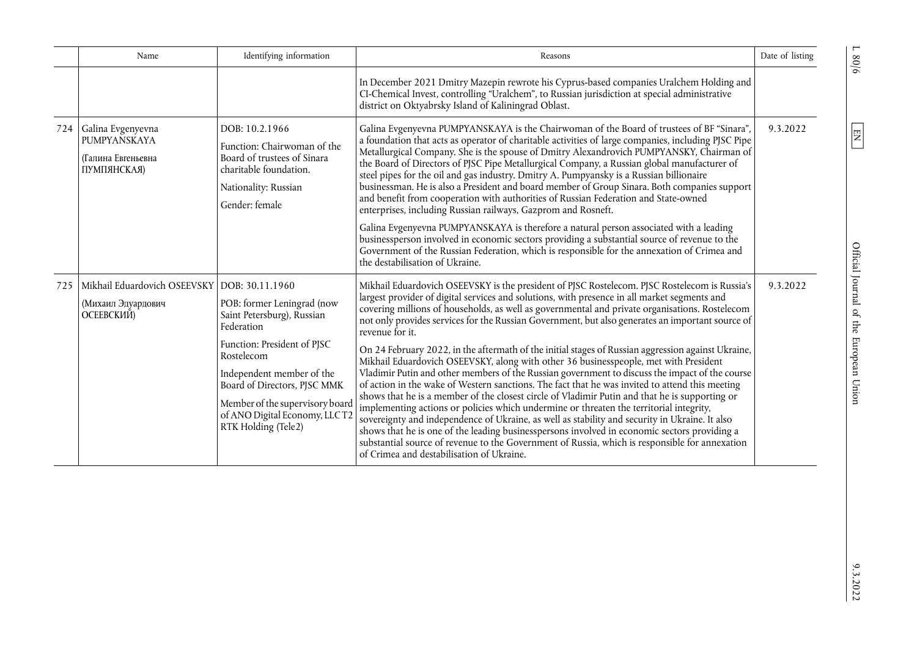| | Name | Identifying information | Reasons | Date of listing |
|---|---|---|---|---|
| | | | In December 2021 Dmitry Mazepin rewrote his Cyprus-based companies Uralchem Holding and CI-Chemical Invest, controlling "Uralchem", to Russian jurisdiction at special administrative district on Oktyabrsky Island of Kaliningrad Oblast. | |
| 724 | Galina Evgenyevna PUMPYANSKAYA (Галина Евгеньевна ПУМПЯНСКАЯ) | DOB: 10.2.1966<br><br>Function: Chairwoman of the Board of trustees of Sinara charitable foundation.<br><br>Nationality: Russian<br><br>Gender: female | Galina Evgenyevna PUMPYANSKAYA is the Chairwoman of the Board of trustees of BF "Sinara", a foundation that acts as operator of charitable activities of large companies, including PJSC Pipe Metallurgical Company. She is the spouse of Dmitry Alexandrovich PUMPYANSKY, Chairman of the Board of Directors of PJSC Pipe Metallurgical Company, a Russian global manufacturer of steel pipes for the oil and gas industry. Dmitry A. Pumpyansky is a Russian billionaire businessman. He is also a President and board member of Group Sinara. Both companies support and benefit from cooperation with authorities of Russian Federation and State-owned enterprises, including Russian railways, Gazprom and Rosneft.<br><br>Galina Evgenyevna PUMPYANSKAYA is therefore a natural person associated with a leading businessperson involved in economic sectors providing a substantial source of revenue to the Government of the Russian Federation, which is responsible for the annexation of Crimea and the destabilisation of Ukraine. | 9.3.2022 |
| 725 | Mikhail Eduardovich OSEEVSKY (Михаил Эдуардович ОСЕЕВСКИЙ) | DOB: 30.11.1960<br><br>POB: former Leningrad (now Saint Petersburg), Russian Federation<br><br>Function: President of PJSC Rostelecom<br><br>Independent member of the Board of Directors, PJSC MMK<br><br>Member of the supervisory board of ANO Digital Economy, LLC T2 RTK Holding (Tele2) | Mikhail Eduardovich OSEEVSKY is the president of PJSC Rostelecom. PJSC Rostelecom is Russia's largest provider of digital services and solutions, with presence in all market segments and covering millions of households, as well as governmental and private organisations. Rostelecom not only provides services for the Russian Government, but also generates an important source of revenue for it.<br><br>On 24 February 2022, in the aftermath of the initial stages of Russian aggression against Ukraine, Mikhail Eduardovich OSEEVSKY, along with other 36 businesspeople, met with President Vladimir Putin and other members of the Russian government to discuss the impact of the course of action in the wake of Western sanctions. The fact that he was invited to attend this meeting shows that he is a member of the closest circle of Vladimir Putin and that he is supporting or implementing actions or policies which undermine or threaten the territorial integrity, sovereignty and independence of Ukraine, as well as stability and security in Ukraine. It also shows that he is one of the leading businesspersons involved in economic sectors providing a substantial source of revenue to the Government of Russia, which is responsible for annexation of Crimea and destabilisation of Ukraine. | 9.3.2022 |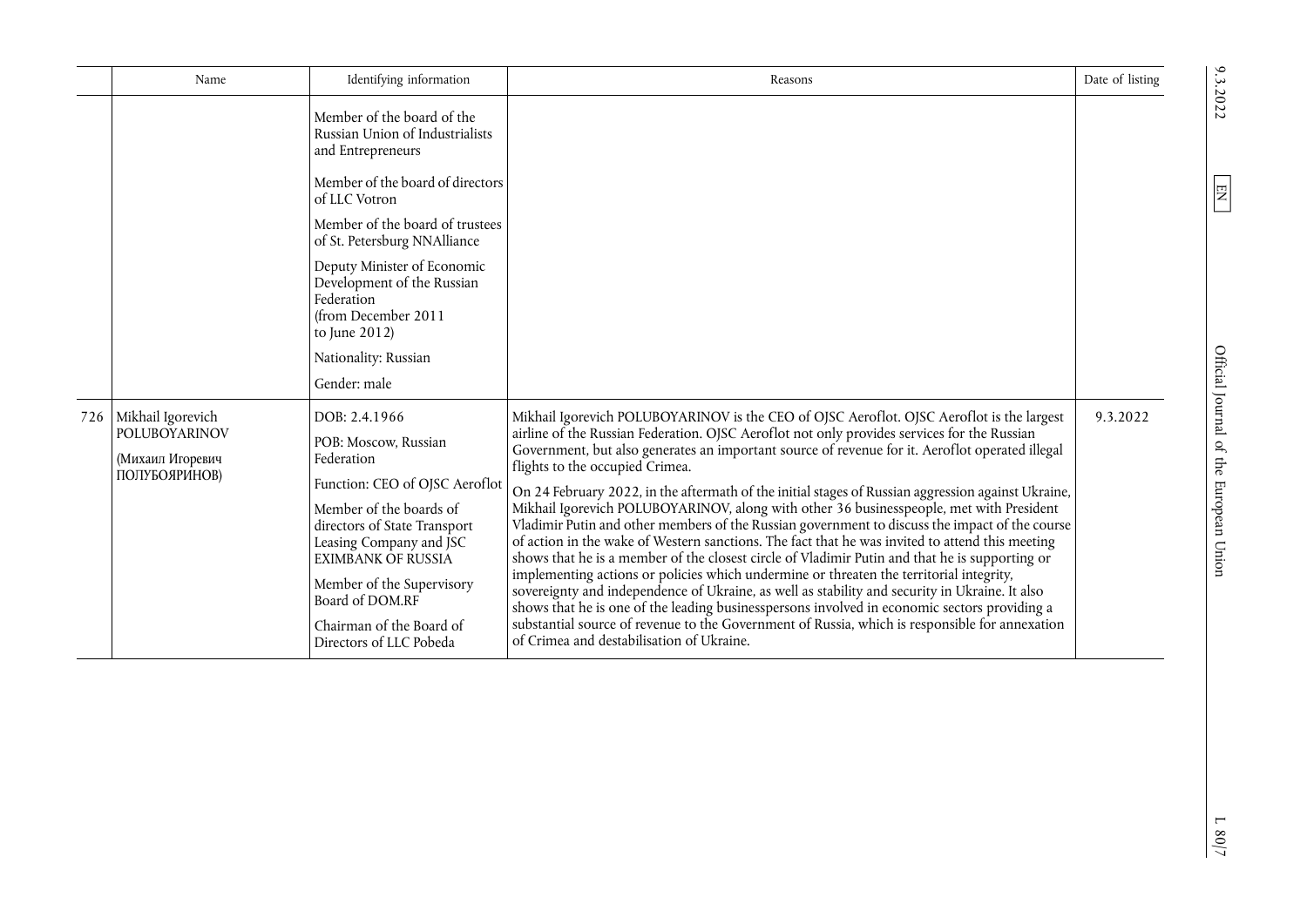| | Name | Identifying information | Reasons | Date of listing |
|---|---|---|---|---|
| | | Member of the board of the Russian Union of Industrialists and Entrepreneurs<br><br>Member of the board of directors of LLC Votron<br><br>Member of the board of trustees of St. Petersburg NNAlliance<br><br>Deputy Minister of Economic Development of the Russian Federation (from December 2011 to June 2012)<br><br>Nationality: Russian<br><br>Gender: male | | |
| 726 | Mikhail Igorevich POLUBOYARINOV<br><br>(Михаил Игоревич ПОЛУБОЯРИНОВ) | DOB: 2.4.1966<br><br>POB: Moscow, Russian Federation<br><br>Function: CEO of OJSC Aeroflot<br><br>Member of the boards of directors of State Transport Leasing Company and JSC EXIMBANK OF RUSSIA<br><br>Member of the Supervisory Board of DOM.RF<br><br>Chairman of the Board of Directors of LLC Pobeda | Mikhail Igorevich POLUBOYARINOV is the CEO of OJSC Aeroflot. OJSC Aeroflot is the largest airline of the Russian Federation. OJSC Aeroflot not only provides services for the Russian Government, but also generates an important source of revenue for it. Aeroflot operated illegal flights to the occupied Crimea.<br><br>On 24 February 2022, in the aftermath of the initial stages of Russian aggression against Ukraine, Mikhail Igorevich POLUBOYARINOV, along with other 36 businesspeople, met with President Vladimir Putin and other members of the Russian government to discuss the impact of the course of action in the wake of Western sanctions. The fact that he was invited to attend this meeting shows that he is a member of the closest circle of Vladimir Putin and that he is supporting or implementing actions or policies which undermine or threaten the territorial integrity, sovereignty and independence of Ukraine, as well as stability and security in Ukraine. It also shows that he is one of the leading businesspersons involved in economic sectors providing a substantial source of revenue to the Government of Russia, which is responsible for annexation of Crimea and destabilisation of Ukraine. | 9.3.2022 |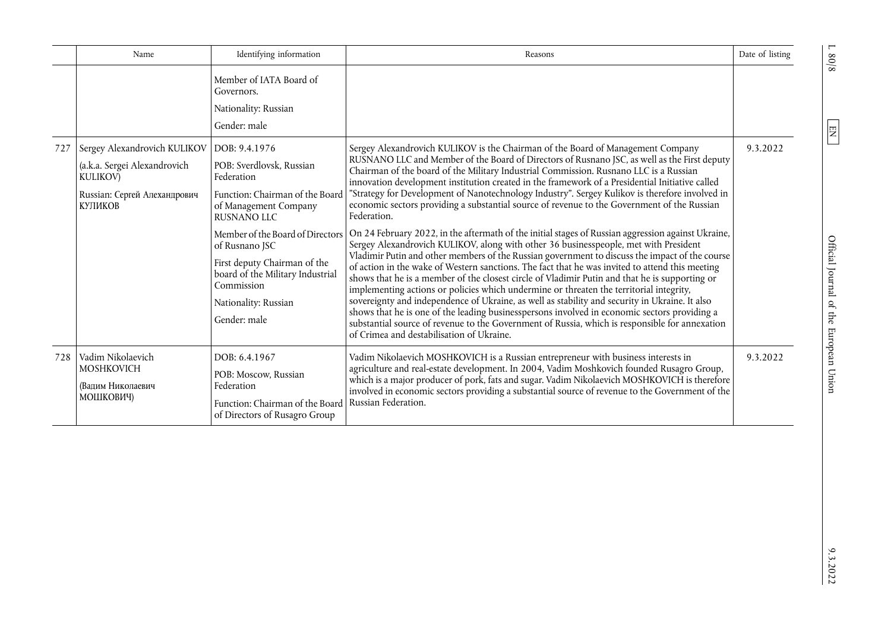| | Name | Identifying information | Reasons | Date of listing |
|---|---|---|---|---|
| | | Member of IATA Board of Governors.<br>Nationality: Russian<br>Gender: male | | |
| 727 | Sergey Alexandrovich KULIKOV<br>(a.k.a. Sergei Alexandrovich KULIKOV)<br>Russian: Сергей Алехандрович КУЛИКОВ | DOB: 9.4.1976<br>POB: Sverdlovsk, Russian Federation<br>Function: Chairman of the Board of Management Company RUSNANO LLC<br>Member of the Board of Directors of Rusnano JSC<br>First deputy Chairman of the board of the Military Industrial Commission<br>Nationality: Russian<br>Gender: male | Sergey Alexandrovich KULIKOV is the Chairman of the Board of Management Company RUSNANO LLC and Member of the Board of Directors of Rusnano JSC, as well as the First deputy Chairman of the board of the Military Industrial Commission. Rusnano LLC is a Russian innovation development institution created in the framework of a Presidential Initiative called "Strategy for Development of Nanotechnology Industry". Sergey Kulikov is therefore involved in economic sectors providing a substantial source of revenue to the Government of the Russian Federation.<br>On 24 February 2022, in the aftermath of the initial stages of Russian aggression against Ukraine, Sergey Alexandrovich KULIKOV, along with other 36 businesspeople, met with President Vladimir Putin and other members of the Russian government to discuss the impact of the course of action in the wake of Western sanctions. The fact that he was invited to attend this meeting shows that he is a member of the closest circle of Vladimir Putin and that he is supporting or implementing actions or policies which undermine or threaten the territorial integrity, sovereignty and independence of Ukraine, as well as stability and security in Ukraine. It also shows that he is one of the leading businesspersons involved in economic sectors providing a substantial source of revenue to the Government of Russia, which is responsible for annexation of Crimea and destabilisation of Ukraine. | 9.3.2022 |
| 728 | Vadim Nikolaevich MOSHKOVICH<br>(Вадим Николаевич МОШКОВИЧ) | DOB: 6.4.1967<br>POB: Moscow, Russian Federation<br>Function: Chairman of the Board of Directors of Rusagro Group | Vadim Nikolaevich MOSHKOVICH is a Russian entrepreneur with business interests in agriculture and real-estate development. In 2004, Vadim Moshkovich founded Rusagro Group, which is a major producer of pork, fats and sugar. Vadim Nikolaevich MOSHKOVICH is therefore involved in economic sectors providing a substantial source of revenue to the Government of the Russian Federation. | 9.3.2022 |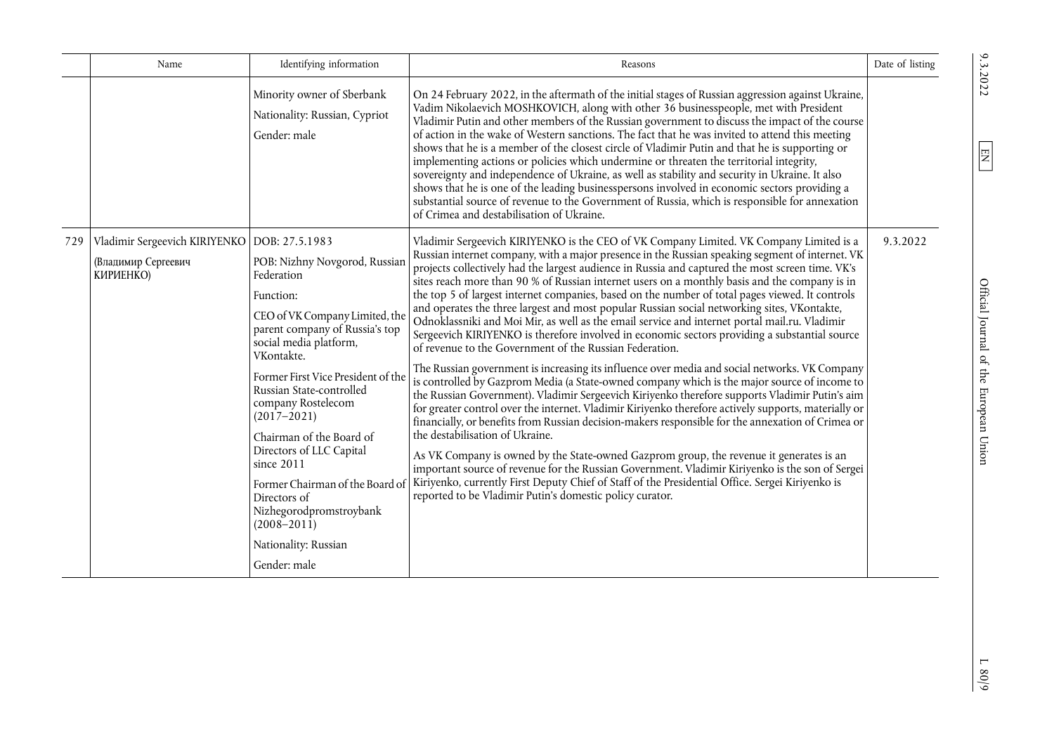|  | Name | Identifying information | Reasons | Date of listing |
|---|---|---|---|---|
|  |  | Minority owner of Sberbank<br><br>Nationality: Russian, Cypriot<br><br>Gender: male | On 24 February 2022, in the aftermath of the initial stages of Russian aggression against Ukraine, Vadim Nikolaevich MOSHKOVICH, along with other 36 businesspeople, met with President Vladimir Putin and other members of the Russian government to discuss the impact of the course of action in the wake of Western sanctions. The fact that he was invited to attend this meeting shows that he is a member of the closest circle of Vladimir Putin and that he is supporting or implementing actions or policies which undermine or threaten the territorial integrity, sovereignty and independence of Ukraine, as well as stability and security in Ukraine. It also shows that he is one of the leading businesspersons involved in economic sectors providing a substantial source of revenue to the Government of Russia, which is responsible for annexation of Crimea and destabilisation of Ukraine. |  |
| 729 | Vladimir Sergeevich KIRIYENKO<br><br>(Владимир Сергеевич КИРИЕНКО) | DOB: 27.5.1983<br><br>POB: Nizhny Novgorod, Russian Federation<br><br>Function:<br><br>CEO of VK Company Limited, the parent company of Russia's top social media platform, VKontakte.<br><br>Former First Vice President of the Russian State-controlled company Rostelecom (2017–2021)<br><br>Chairman of the Board of Directors of LLC Capital since 2011<br><br>Former Chairman of the Board of Directors of Nizhegorodpromstroybank (2008–2011)<br><br>Nationality: Russian<br><br>Gender: male | Vladimir Sergeevich KIRIYENKO is the CEO of VK Company Limited. VK Company Limited is a Russian internet company, with a major presence in the Russian speaking segment of internet. VK projects collectively had the largest audience in Russia and captured the most screen time. VK's sites reach more than 90 % of Russian internet users on a monthly basis and the company is in the top 5 of largest internet companies, based on the number of total pages viewed. It controls and operates the three largest and most popular Russian social networking sites, VKontakte, Odnoklassniki and Moi Mir, as well as the email service and internet portal mail.ru. Vladimir Sergeevich KIRIYENKO is therefore involved in economic sectors providing a substantial source of revenue to the Government of the Russian Federation.<br><br>The Russian government is increasing its influence over media and social networks. VK Company is controlled by Gazprom Media (a State-owned company which is the major source of income to the Russian Government). Vladimir Sergeevich Kiriyenko therefore supports Vladimir Putin's aim for greater control over the internet. Vladimir Kiriyenko therefore actively supports, materially or financially, or benefits from Russian decision-makers responsible for the annexation of Crimea or the destabilisation of Ukraine.<br><br>As VK Company is owned by the State-owned Gazprom group, the revenue it generates is an important source of revenue for the Russian Government. Vladimir Kiriyenko is the son of Sergei Kiriyenko, currently First Deputy Chief of Staff of the Presidential Office. Sergei Kiriyenko is reported to be Vladimir Putin's domestic policy curator. | 9.3.2022 |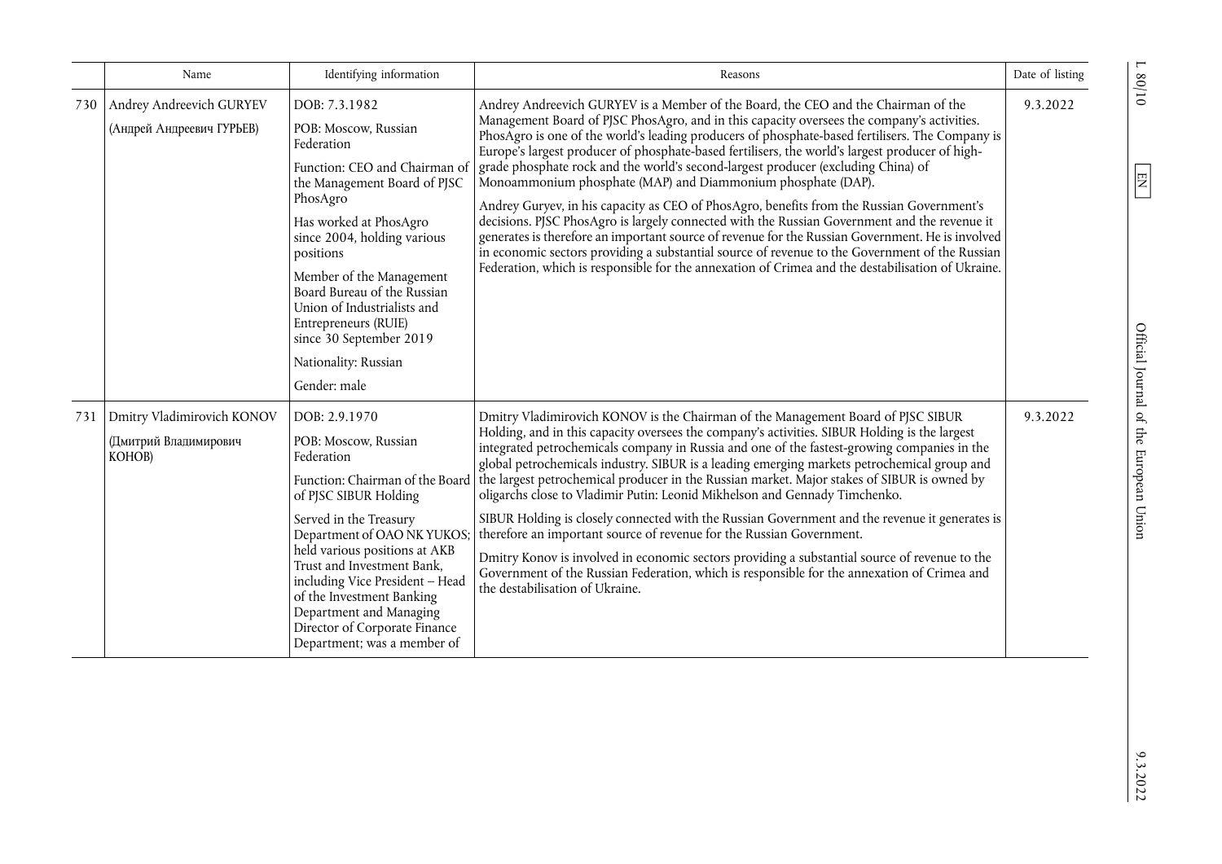|  | Name | Identifying information | Reasons | Date of listing |
|---|---|---|---|---|
| 730 | Andrey Andreevich GURYEV (Андрей Андреевич ГУРЬЕВ) | DOB: 7.3.1982<br>POB: Moscow, Russian Federation<br>Function: CEO and Chairman of the Management Board of PJSC PhosAgro<br>Has worked at PhosAgro since 2004, holding various positions<br>Member of the Management Board Bureau of the Russian Union of Industrialists and Entrepreneurs (RUIE) since 30 September 2019<br>Nationality: Russian<br>Gender: male | Andrey Andreevich GURYEV is a Member of the Board, the CEO and the Chairman of the Management Board of PJSC PhosAgro, and in this capacity oversees the company's activities. PhosAgro is one of the world's leading producers of phosphate-based fertilisers. The Company is Europe's largest producer of phosphate-based fertilisers, the world's largest producer of high-grade phosphate rock and the world's second-largest producer (excluding China) of Monoammonium phosphate (MAP) and Diammonium phosphate (DAP).<br>Andrey Guryev, in his capacity as CEO of PhosAgro, benefits from the Russian Government's decisions. PJSC PhosAgro is largely connected with the Russian Government and the revenue it generates is therefore an important source of revenue for the Russian Government. He is involved in economic sectors providing a substantial source of revenue to the Government of the Russian Federation, which is responsible for the annexation of Crimea and the destabilisation of Ukraine. | 9.3.2022 |
| 731 | Dmitry Vladimirovich KONOV (Дмитрий Владимирович КОНОВ) | DOB: 2.9.1970<br>POB: Moscow, Russian Federation<br>Function: Chairman of the Board of PJSC SIBUR Holding<br>Served in the Treasury Department of OAO NK YUKOS; held various positions at AKB Trust and Investment Bank, including Vice President – Head of the Investment Banking Department and Managing Director of Corporate Finance Department; was a member of | Dmitry Vladimirovich KONOV is the Chairman of the Management Board of PJSC SIBUR Holding, and in this capacity oversees the company's activities. SIBUR Holding is the largest integrated petrochemicals company in Russia and one of the fastest-growing companies in the global petrochemicals industry. SIBUR is a leading emerging markets petrochemical group and the largest petrochemical producer in the Russian market. Major stakes of SIBUR is owned by oligarchs close to Vladimir Putin: Leonid Mikhelson and Gennady Timchenko.<br>SIBUR Holding is closely connected with the Russian Government and the revenue it generates is therefore an important source of revenue for the Russian Government.<br>Dmitry Konov is involved in economic sectors providing a substantial source of revenue to the Government of the Russian Federation, which is responsible for the annexation of Crimea and the destabilisation of Ukraine. | 9.3.2022 |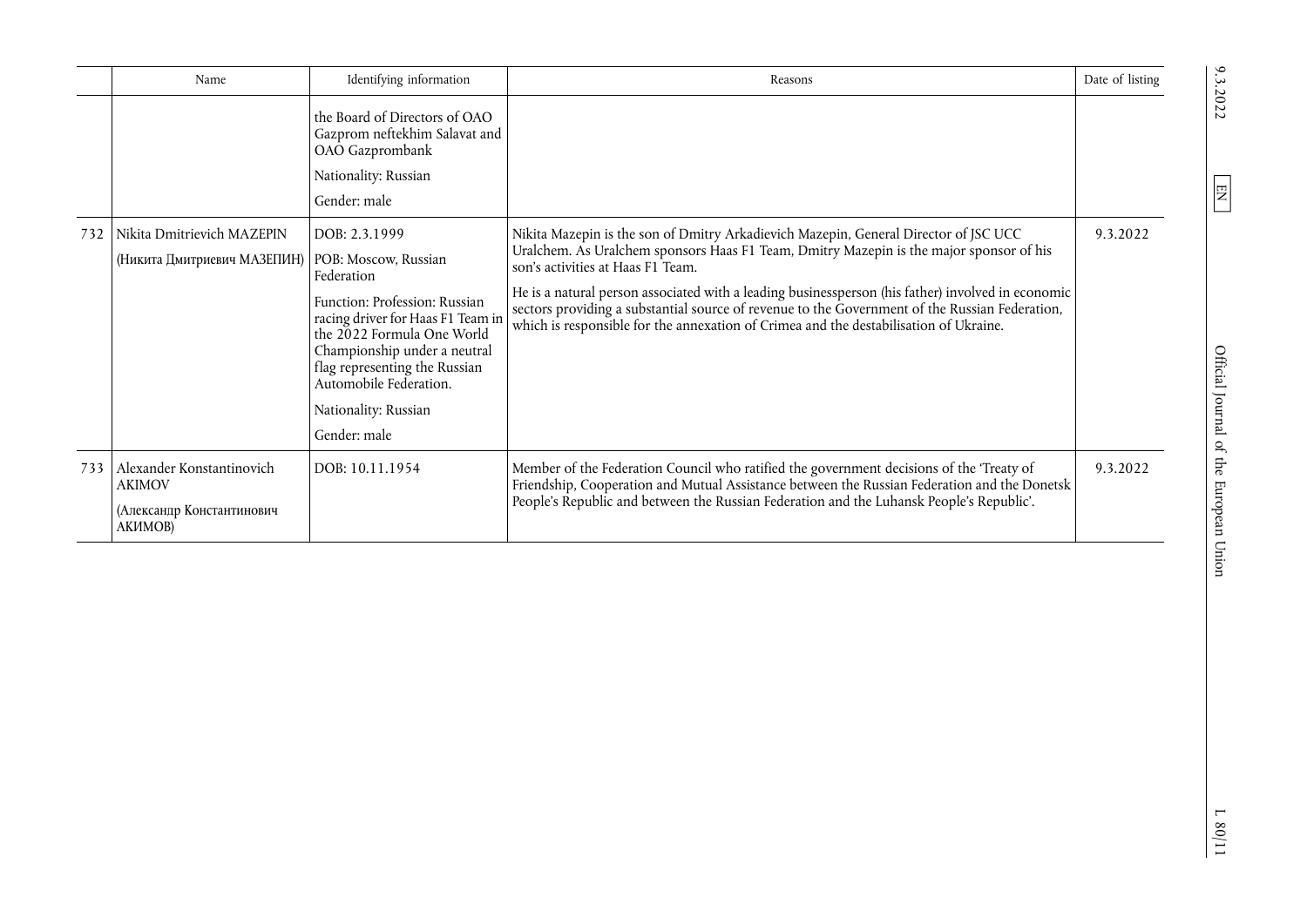| | Name | Identifying information | Reasons | Date of listing |
|---|---|---|---|---|
| | | the Board of Directors of OAO Gazprom neftekhim Salavat and OAO Gazprombank<br><br>Nationality: Russian<br><br>Gender: male | | |
| 732 | Nikita Dmitrievich MAZEPIN<br><br>(Никита Дмитриевич МАЗЕПИН) | DOB: 2.3.1999<br><br>POB: Moscow, Russian Federation<br><br>Function: Profession: Russian racing driver for Haas F1 Team in the 2022 Formula One World Championship under a neutral flag representing the Russian Automobile Federation.<br><br>Nationality: Russian<br><br>Gender: male | Nikita Mazepin is the son of Dmitry Arkadievich Mazepin, General Director of JSC UCC Uralchem. As Uralchem sponsors Haas F1 Team, Dmitry Mazepin is the major sponsor of his son's activities at Haas F1 Team.<br><br>He is a natural person associated with a leading businessperson (his father) involved in economic sectors providing a substantial source of revenue to the Government of the Russian Federation, which is responsible for the annexation of Crimea and the destabilisation of Ukraine. | 9.3.2022 |
| 733 | Alexander Konstantinovich AKIMOV<br><br>(Александр Константинович АКИМОВ) | DOB: 10.11.1954 | Member of the Federation Council who ratified the government decisions of the 'Treaty of Friendship, Cooperation and Mutual Assistance between the Russian Federation and the Donetsk People's Republic and between the Russian Federation and the Luhansk People's Republic'. | 9.3.2022 |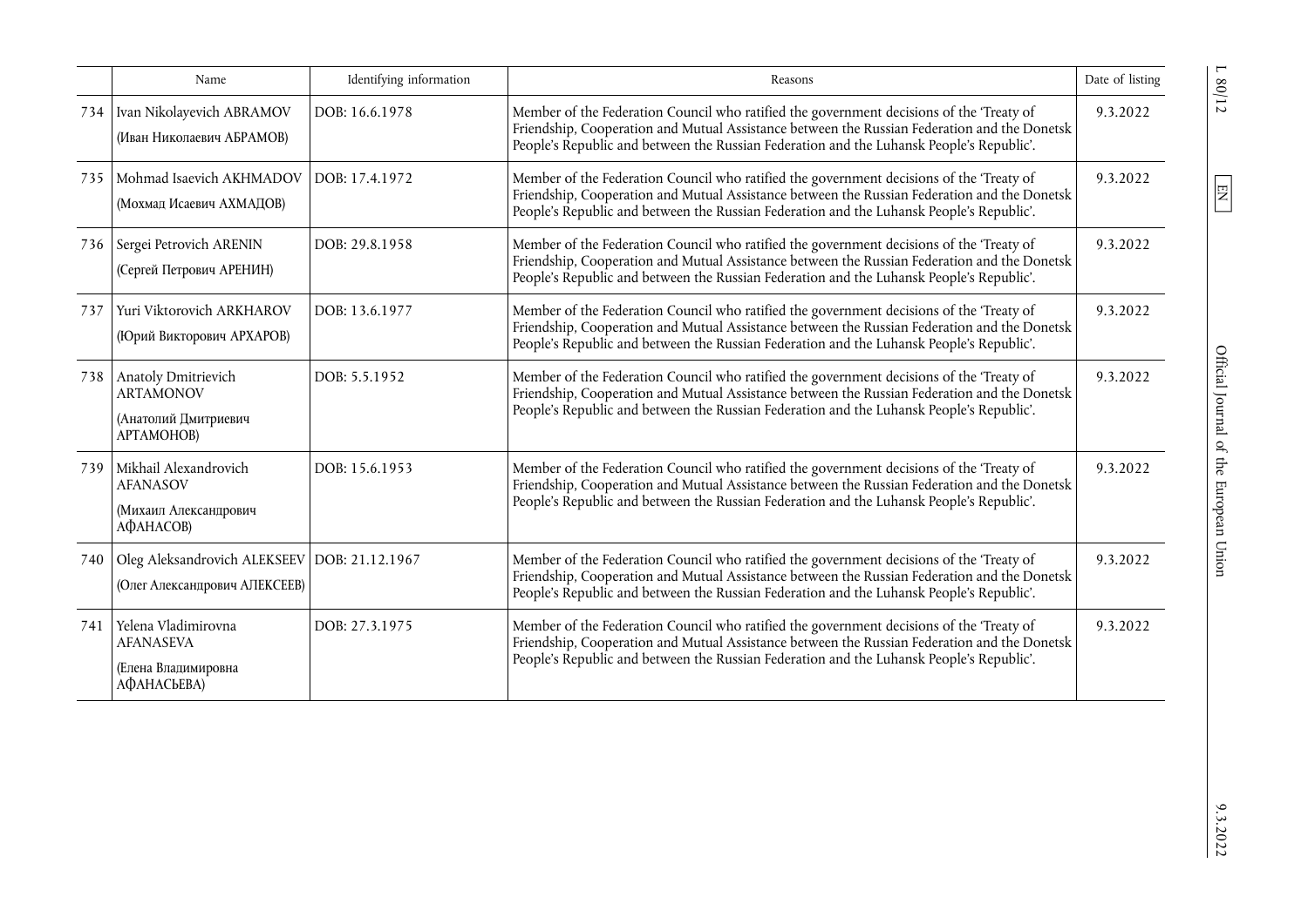| | Name | Identifying information | Reasons | Date of listing |
|---|---|---|---|---|
| 734 | Ivan Nikolayevich ABRAMOV (Иван Николаевич АБРАМОВ) | DOB: 16.6.1978 | Member of the Federation Council who ratified the government decisions of the 'Treaty of Friendship, Cooperation and Mutual Assistance between the Russian Federation and the Donetsk People's Republic and between the Russian Federation and the Luhansk People's Republic'. | 9.3.2022 |
| 735 | Mohmad Isaevich AKHMADOV (Мохмад Исаевич АХМАДОВ) | DOB: 17.4.1972 | Member of the Federation Council who ratified the government decisions of the 'Treaty of Friendship, Cooperation and Mutual Assistance between the Russian Federation and the Donetsk People's Republic and between the Russian Federation and the Luhansk People's Republic'. | 9.3.2022 |
| 736 | Sergei Petrovich ARENIN (Сергей Петрович АРЕНИН) | DOB: 29.8.1958 | Member of the Federation Council who ratified the government decisions of the 'Treaty of Friendship, Cooperation and Mutual Assistance between the Russian Federation and the Donetsk People's Republic and between the Russian Federation and the Luhansk People's Republic'. | 9.3.2022 |
| 737 | Yuri Viktorovich ARKHAROV (Юрий Викторович АРХАРОВ) | DOB: 13.6.1977 | Member of the Federation Council who ratified the government decisions of the 'Treaty of Friendship, Cooperation and Mutual Assistance between the Russian Federation and the Donetsk People's Republic and between the Russian Federation and the Luhansk People's Republic'. | 9.3.2022 |
| 738 | Anatoly Dmitrievich ARTAMONOV (Анатолий Дмитриевич АРТАМОНОВ) | DOB: 5.5.1952 | Member of the Federation Council who ratified the government decisions of the 'Treaty of Friendship, Cooperation and Mutual Assistance between the Russian Federation and the Donetsk People's Republic and between the Russian Federation and the Luhansk People's Republic'. | 9.3.2022 |
| 739 | Mikhail Alexandrovich AFANASOV (Михаил Александрович АФАНАСОВ) | DOB: 15.6.1953 | Member of the Federation Council who ratified the government decisions of the 'Treaty of Friendship, Cooperation and Mutual Assistance between the Russian Federation and the Donetsk People's Republic and between the Russian Federation and the Luhansk People's Republic'. | 9.3.2022 |
| 740 | Oleg Aleksandrovich ALEKSEEV (Олег Александрович АЛЕКСЕЕВ) | DOB: 21.12.1967 | Member of the Federation Council who ratified the government decisions of the 'Treaty of Friendship, Cooperation and Mutual Assistance between the Russian Federation and the Donetsk People's Republic and between the Russian Federation and the Luhansk People's Republic'. | 9.3.2022 |
| 741 | Yelena Vladimirovna AFANASEVA (Елена Владимировна АФАНАСЬЕВА) | DOB: 27.3.1975 | Member of the Federation Council who ratified the government decisions of the 'Treaty of Friendship, Cooperation and Mutual Assistance between the Russian Federation and the Donetsk People's Republic and between the Russian Federation and the Luhansk People's Republic'. | 9.3.2022 |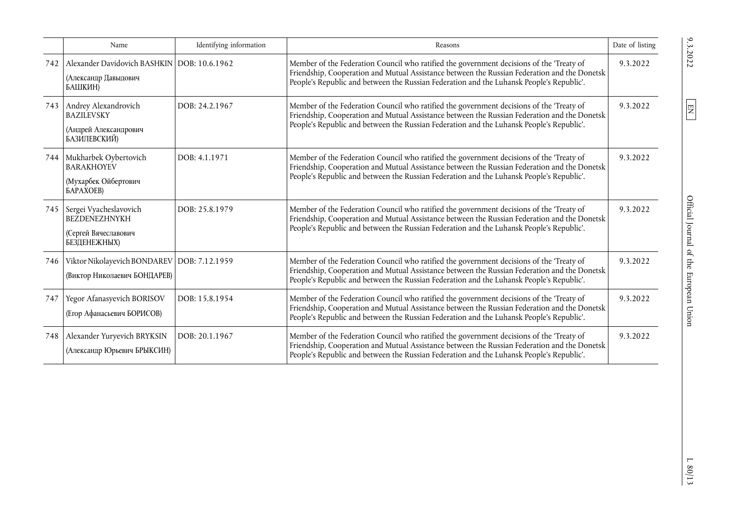| | Name | Identifying information | Reasons | Date of listing |
|---|---|---|---|---|
| 742 | Alexander Davidovich BASHKIN (Александр Давыдович БАШКИН) | DOB: 10.6.1962 | Member of the Federation Council who ratified the government decisions of the 'Treaty of Friendship, Cooperation and Mutual Assistance between the Russian Federation and the Donetsk People's Republic and between the Russian Federation and the Luhansk People's Republic'. | 9.3.2022 |
| 743 | Andrey Alexandrovich BAZILEVSKY (Андрей Александрович БАЗИЛЕВСКИЙ) | DOB: 24.2.1967 | Member of the Federation Council who ratified the government decisions of the 'Treaty of Friendship, Cooperation and Mutual Assistance between the Russian Federation and the Donetsk People's Republic and between the Russian Federation and the Luhansk People's Republic'. | 9.3.2022 |
| 744 | Mukharbek Oybertovich BARAKHOYEV (Мухарбек Ойбертович БАРАХОЕВ) | DOB: 4.1.1971 | Member of the Federation Council who ratified the government decisions of the 'Treaty of Friendship, Cooperation and Mutual Assistance between the Russian Federation and the Donetsk People's Republic and between the Russian Federation and the Luhansk People's Republic'. | 9.3.2022 |
| 745 | Sergei Vyacheslavovich BEZDENEZHNYKH (Сергей Вячеславович БЕЗДЕНЕЖНЫХ) | DOB: 25.8.1979 | Member of the Federation Council who ratified the government decisions of the 'Treaty of Friendship, Cooperation and Mutual Assistance between the Russian Federation and the Donetsk People's Republic and between the Russian Federation and the Luhansk People's Republic'. | 9.3.2022 |
| 746 | Viktor Nikolayevich BONDAREV (Виктор Николаевич БОНДАРЕВ) | DOB: 7.12.1959 | Member of the Federation Council who ratified the government decisions of the 'Treaty of Friendship, Cooperation and Mutual Assistance between the Russian Federation and the Donetsk People's Republic and between the Russian Federation and the Luhansk People's Republic'. | 9.3.2022 |
| 747 | Yegor Afanasyevich BORISOV (Егор Афанасьевич БОРИСОВ) | DOB: 15.8.1954 | Member of the Federation Council who ratified the government decisions of the 'Treaty of Friendship, Cooperation and Mutual Assistance between the Russian Federation and the Donetsk People's Republic and between the Russian Federation and the Luhansk People's Republic'. | 9.3.2022 |
| 748 | Alexander Yuryevich BRYKSIN (Александр Юрьевич БРЫКСИН) | DOB: 20.1.1967 | Member of the Federation Council who ratified the government decisions of the 'Treaty of Friendship, Cooperation and Mutual Assistance between the Russian Federation and the Donetsk People's Republic and between the Russian Federation and the Luhansk People's Republic'. | 9.3.2022 |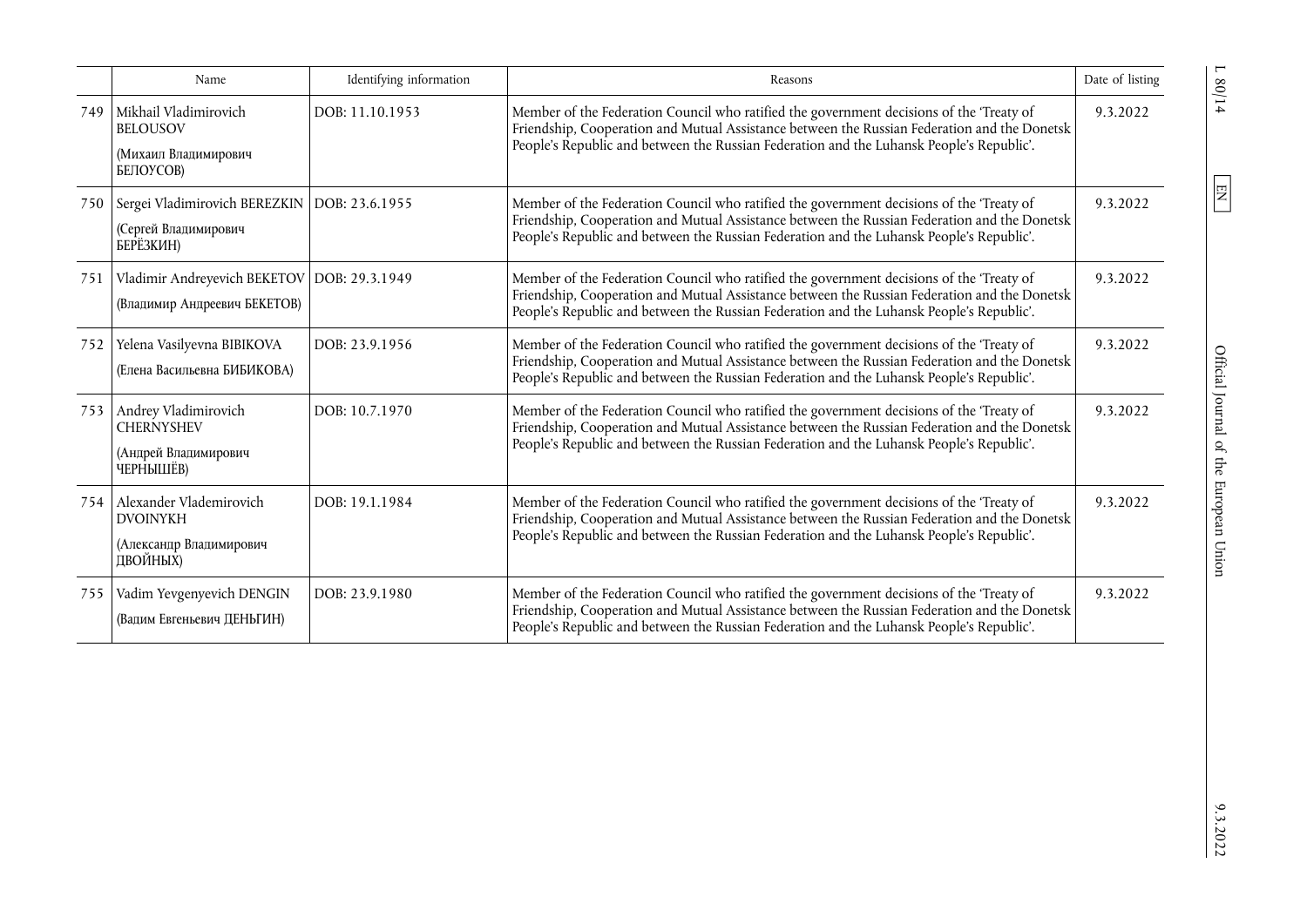| | Name | Identifying information | Reasons | Date of listing |
|---|---|---|---|---|
| 749 | Mikhail Vladimirovich BELOUSOV (Михаил Владимирович БЕЛОУСОВ) | DOB: 11.10.1953 | Member of the Federation Council who ratified the government decisions of the 'Treaty of Friendship, Cooperation and Mutual Assistance between the Russian Federation and the Donetsk People's Republic and between the Russian Federation and the Luhansk People's Republic'. | 9.3.2022 |
| 750 | Sergei Vladimirovich BEREZKIN (Сергей Владимирович БЕРЁЗКИН) | DOB: 23.6.1955 | Member of the Federation Council who ratified the government decisions of the 'Treaty of Friendship, Cooperation and Mutual Assistance between the Russian Federation and the Donetsk People's Republic and between the Russian Federation and the Luhansk People's Republic'. | 9.3.2022 |
| 751 | Vladimir Andreyevich BEKETOV (Владимир Андреевич БЕКЕТОВ) | DOB: 29.3.1949 | Member of the Federation Council who ratified the government decisions of the 'Treaty of Friendship, Cooperation and Mutual Assistance between the Russian Federation and the Donetsk People's Republic and between the Russian Federation and the Luhansk People's Republic'. | 9.3.2022 |
| 752 | Yelena Vasilyevna BIBIKOVA (Елена Васильевна БИБИКОВА) | DOB: 23.9.1956 | Member of the Federation Council who ratified the government decisions of the 'Treaty of Friendship, Cooperation and Mutual Assistance between the Russian Federation and the Donetsk People's Republic and between the Russian Federation and the Luhansk People's Republic'. | 9.3.2022 |
| 753 | Andrey Vladimirovich CHERNYSHEV (Андрей Владимирович ЧЕРНЫШЁВ) | DOB: 10.7.1970 | Member of the Federation Council who ratified the government decisions of the 'Treaty of Friendship, Cooperation and Mutual Assistance between the Russian Federation and the Donetsk People's Republic and between the Russian Federation and the Luhansk People's Republic'. | 9.3.2022 |
| 754 | Alexander Vlademirovich DVOINYKH (Александр Владимирович ДВОЙНЫХ) | DOB: 19.1.1984 | Member of the Federation Council who ratified the government decisions of the 'Treaty of Friendship, Cooperation and Mutual Assistance between the Russian Federation and the Donetsk People's Republic and between the Russian Federation and the Luhansk People's Republic'. | 9.3.2022 |
| 755 | Vadim Yevgenyevich DENGIN (Вадим Евгеньевич ДЕНЬГИН) | DOB: 23.9.1980 | Member of the Federation Council who ratified the government decisions of the 'Treaty of Friendship, Cooperation and Mutual Assistance between the Russian Federation and the Donetsk People's Republic and between the Russian Federation and the Luhansk People's Republic'. | 9.3.2022 |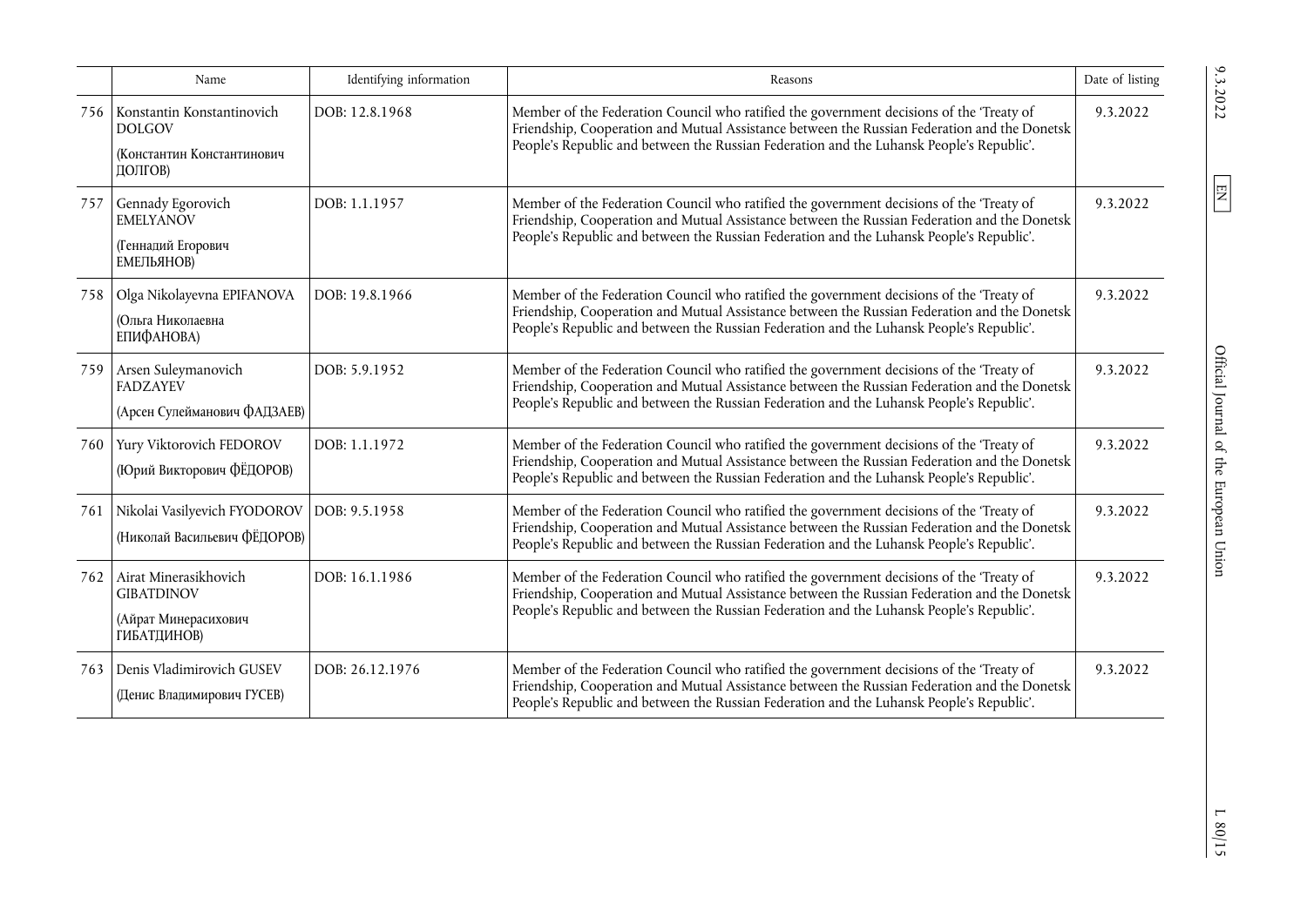| | Name | Identifying information | Reasons | Date of listing |
|---|---|---|---|---|
| 756 | Konstantin Konstantinovich DOLGOV (Константин Константинович ДОЛГОВ) | DOB: 12.8.1968 | Member of the Federation Council who ratified the government decisions of the 'Treaty of Friendship, Cooperation and Mutual Assistance between the Russian Federation and the Donetsk People's Republic and between the Russian Federation and the Luhansk People's Republic'. | 9.3.2022 |
| 757 | Gennady Egorovich EMELYANOV (Геннадий Егорович ЕМЕЛЬЯНОВ) | DOB: 1.1.1957 | Member of the Federation Council who ratified the government decisions of the 'Treaty of Friendship, Cooperation and Mutual Assistance between the Russian Federation and the Donetsk People's Republic and between the Russian Federation and the Luhansk People's Republic'. | 9.3.2022 |
| 758 | Olga Nikolayevna EPIFANOVA (Ольга Николаевна ЕПИФАНОВА) | DOB: 19.8.1966 | Member of the Federation Council who ratified the government decisions of the 'Treaty of Friendship, Cooperation and Mutual Assistance between the Russian Federation and the Donetsk People's Republic and between the Russian Federation and the Luhansk People's Republic'. | 9.3.2022 |
| 759 | Arsen Suleymanovich FADZAYEV (Арсен Сулейманович ФАДЗАЕВ) | DOB: 5.9.1952 | Member of the Federation Council who ratified the government decisions of the 'Treaty of Friendship, Cooperation and Mutual Assistance between the Russian Federation and the Donetsk People's Republic and between the Russian Federation and the Luhansk People's Republic'. | 9.3.2022 |
| 760 | Yury Viktorovich FEDOROV (Юрий Викторович ФЁДОРОВ) | DOB: 1.1.1972 | Member of the Federation Council who ratified the government decisions of the 'Treaty of Friendship, Cooperation and Mutual Assistance between the Russian Federation and the Donetsk People's Republic and between the Russian Federation and the Luhansk People's Republic'. | 9.3.2022 |
| 761 | Nikolai Vasilyevich FYODOROV (Николай Васильевич ФЁДОРОВ) | DOB: 9.5.1958 | Member of the Federation Council who ratified the government decisions of the 'Treaty of Friendship, Cooperation and Mutual Assistance between the Russian Federation and the Donetsk People's Republic and between the Russian Federation and the Luhansk People's Republic'. | 9.3.2022 |
| 762 | Airat Minerasikhovich GIBATDINOV (Айрат Минерасихович ГИБАТДИНОВ) | DOB: 16.1.1986 | Member of the Federation Council who ratified the government decisions of the 'Treaty of Friendship, Cooperation and Mutual Assistance between the Russian Federation and the Donetsk People's Republic and between the Russian Federation and the Luhansk People's Republic'. | 9.3.2022 |
| 763 | Denis Vladimirovich GUSEV (Денис Владимирович ГУСЕВ) | DOB: 26.12.1976 | Member of the Federation Council who ratified the government decisions of the 'Treaty of Friendship, Cooperation and Mutual Assistance between the Russian Federation and the Donetsk People's Republic and between the Russian Federation and the Luhansk People's Republic'. | 9.3.2022 |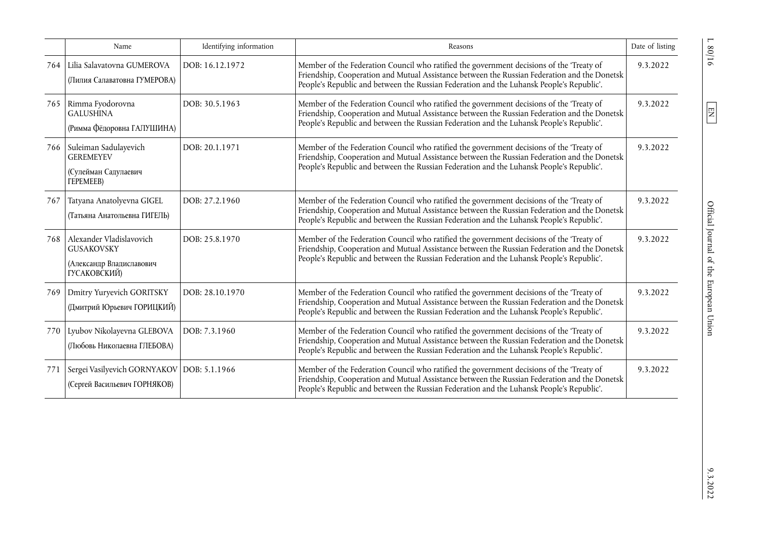|  | Name | Identifying information | Reasons | Date of listing |
|---|---|---|---|---|
| 764 | Lilia Salavatovna GUMEROVA (Лилия Салаватовна ГУМЕРОВА) | DOB: 16.12.1972 | Member of the Federation Council who ratified the government decisions of the 'Treaty of Friendship, Cooperation and Mutual Assistance between the Russian Federation and the Donetsk People's Republic and between the Russian Federation and the Luhansk People's Republic'. | 9.3.2022 |
| 765 | Rimma Fyodorovna GALUSHINA (Римма Фёдоровна ГАЛУШИНА) | DOB: 30.5.1963 | Member of the Federation Council who ratified the government decisions of the 'Treaty of Friendship, Cooperation and Mutual Assistance between the Russian Federation and the Donetsk People's Republic and between the Russian Federation and the Luhansk People's Republic'. | 9.3.2022 |
| 766 | Suleiman Sadulayevich GEREMEYEV (Сулейман Садулаевич ГЕРЕМЕЕВ) | DOB: 20.1.1971 | Member of the Federation Council who ratified the government decisions of the 'Treaty of Friendship, Cooperation and Mutual Assistance between the Russian Federation and the Donetsk People's Republic and between the Russian Federation and the Luhansk People's Republic'. | 9.3.2022 |
| 767 | Tatyana Anatolyevna GIGEL (Татьяна Анатольевна ГИГЕЛЬ) | DOB: 27.2.1960 | Member of the Federation Council who ratified the government decisions of the 'Treaty of Friendship, Cooperation and Mutual Assistance between the Russian Federation and the Donetsk People's Republic and between the Russian Federation and the Luhansk People's Republic'. | 9.3.2022 |
| 768 | Alexander Vladislavovich GUSAKOVSKY (Александр Владиславович ГУСАКОВСКИЙ) | DOB: 25.8.1970 | Member of the Federation Council who ratified the government decisions of the 'Treaty of Friendship, Cooperation and Mutual Assistance between the Russian Federation and the Donetsk People's Republic and between the Russian Federation and the Luhansk People's Republic'. | 9.3.2022 |
| 769 | Dmitry Yuryevich GORITSKY (Дмитрий Юрьевич ГОРИЦКИЙ) | DOB: 28.10.1970 | Member of the Federation Council who ratified the government decisions of the 'Treaty of Friendship, Cooperation and Mutual Assistance between the Russian Federation and the Donetsk People's Republic and between the Russian Federation and the Luhansk People's Republic'. | 9.3.2022 |
| 770 | Lyubov Nikolayevna GLEBOVA (Любовь Николаевна ГЛЕБОВА) | DOB: 7.3.1960 | Member of the Federation Council who ratified the government decisions of the 'Treaty of Friendship, Cooperation and Mutual Assistance between the Russian Federation and the Donetsk People's Republic and between the Russian Federation and the Luhansk People's Republic'. | 9.3.2022 |
| 771 | Sergei Vasilyevich GORNYAKOV (Сергей Васильевич ГОРНЯКОВ) | DOB: 5.1.1966 | Member of the Federation Council who ratified the government decisions of the 'Treaty of Friendship, Cooperation and Mutual Assistance between the Russian Federation and the Donetsk People's Republic and between the Russian Federation and the Luhansk People's Republic'. | 9.3.2022 |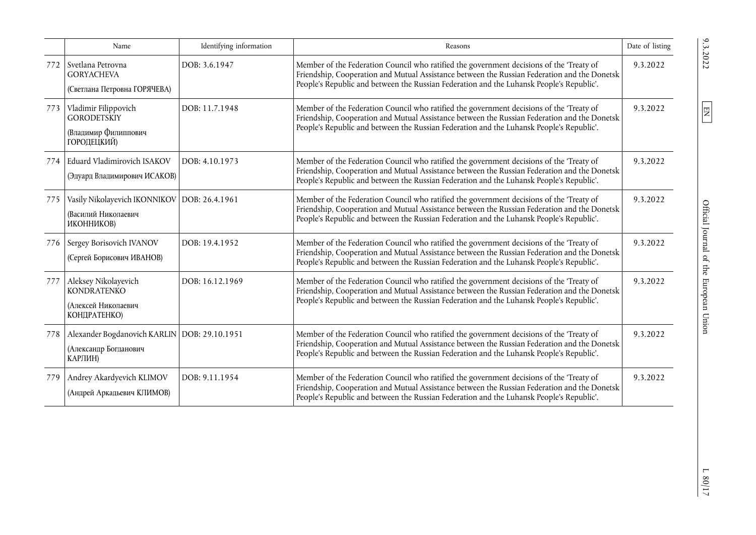| | Name | Identifying information | Reasons | Date of listing |
|---|---|---|---|---|
| 772 | Svetlana Petrovna GORYACHEVA (Светлана Петровна ГОРЯЧЕВА) | DOB: 3.6.1947 | Member of the Federation Council who ratified the government decisions of the 'Treaty of Friendship, Cooperation and Mutual Assistance between the Russian Federation and the Donetsk People's Republic and between the Russian Federation and the Luhansk People's Republic'. | 9.3.2022 |
| 773 | Vladimir Filippovich GORODETSKIY (Владимир Филиппович ГОРОДЕЦКИЙ) | DOB: 11.7.1948 | Member of the Federation Council who ratified the government decisions of the 'Treaty of Friendship, Cooperation and Mutual Assistance between the Russian Federation and the Donetsk People's Republic and between the Russian Federation and the Luhansk People's Republic'. | 9.3.2022 |
| 774 | Eduard Vladimirovich ISAKOV (Эдуард Владимирович ИСАКОВ) | DOB: 4.10.1973 | Member of the Federation Council who ratified the government decisions of the 'Treaty of Friendship, Cooperation and Mutual Assistance between the Russian Federation and the Donetsk People's Republic and between the Russian Federation and the Luhansk People's Republic'. | 9.3.2022 |
| 775 | Vasily Nikolayevich IKONNIKOV (Василий Николаевич ИКОННИКОВ) | DOB: 26.4.1961 | Member of the Federation Council who ratified the government decisions of the 'Treaty of Friendship, Cooperation and Mutual Assistance between the Russian Federation and the Donetsk People's Republic and between the Russian Federation and the Luhansk People's Republic'. | 9.3.2022 |
| 776 | Sergey Borisovich IVANOV (Сергей Борисович ИВАНОВ) | DOB: 19.4.1952 | Member of the Federation Council who ratified the government decisions of the 'Treaty of Friendship, Cooperation and Mutual Assistance between the Russian Federation and the Donetsk People's Republic and between the Russian Federation and the Luhansk People's Republic'. | 9.3.2022 |
| 777 | Aleksey Nikolayevich KONDRATENKO (Алексей Николаевич КОНДРАТЕНКО) | DOB: 16.12.1969 | Member of the Federation Council who ratified the government decisions of the 'Treaty of Friendship, Cooperation and Mutual Assistance between the Russian Federation and the Donetsk People's Republic and between the Russian Federation and the Luhansk People's Republic'. | 9.3.2022 |
| 778 | Alexander Bogdanovich KARLIN (Александр Богданович КАРЛИН) | DOB: 29.10.1951 | Member of the Federation Council who ratified the government decisions of the 'Treaty of Friendship, Cooperation and Mutual Assistance between the Russian Federation and the Donetsk People's Republic and between the Russian Federation and the Luhansk People's Republic'. | 9.3.2022 |
| 779 | Andrey Akardyevich KLIMOV (Андрей Аркадьевич КЛИМОВ) | DOB: 9.11.1954 | Member of the Federation Council who ratified the government decisions of the 'Treaty of Friendship, Cooperation and Mutual Assistance between the Russian Federation and the Donetsk People's Republic and between the Russian Federation and the Luhansk People's Republic'. | 9.3.2022 |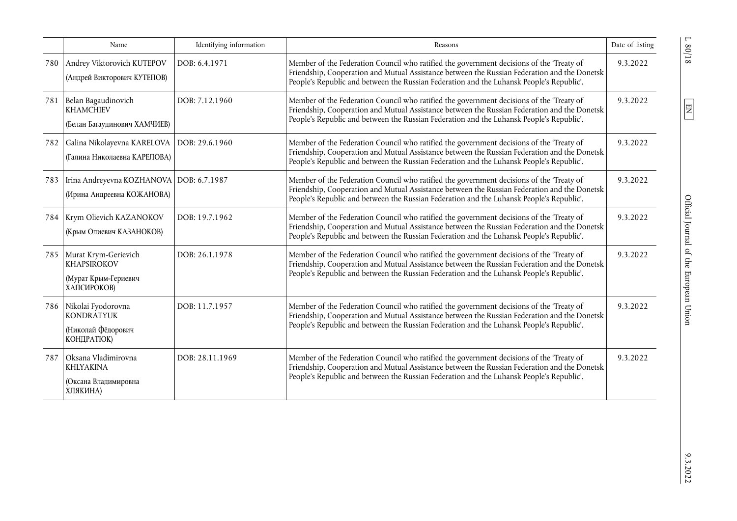|  | Name | Identifying information | Reasons | Date of listing |
| --- | --- | --- | --- | --- |
| 780 | Andrey Viktorovich KUTEPOV (Андрей Викторович КУТЕПОВ) | DOB: 6.4.1971 | Member of the Federation Council who ratified the government decisions of the 'Treaty of Friendship, Cooperation and Mutual Assistance between the Russian Federation and the Donetsk People's Republic and between the Russian Federation and the Luhansk People's Republic'. | 9.3.2022 |
| 781 | Belan Bagaudinovich KHAMCHIEV (Белан Багаудинович ХАМЧИЕВ) | DOB: 7.12.1960 | Member of the Federation Council who ratified the government decisions of the 'Treaty of Friendship, Cooperation and Mutual Assistance between the Russian Federation and the Donetsk People's Republic and between the Russian Federation and the Luhansk People's Republic'. | 9.3.2022 |
| 782 | Galina Nikolayevna KARELOVA (Галина Николаевна КАРЕЛОВА) | DOB: 29.6.1960 | Member of the Federation Council who ratified the government decisions of the 'Treaty of Friendship, Cooperation and Mutual Assistance between the Russian Federation and the Donetsk People's Republic and between the Russian Federation and the Luhansk People's Republic'. | 9.3.2022 |
| 783 | Irina Andreyevna KOZHANOVA (Ирина Андреевна КОЖАНОВА) | DOB: 6.7.1987 | Member of the Federation Council who ratified the government decisions of the 'Treaty of Friendship, Cooperation and Mutual Assistance between the Russian Federation and the Donetsk People's Republic and between the Russian Federation and the Luhansk People's Republic'. | 9.3.2022 |
| 784 | Krym Olievich KAZANOKOV (Крым Олиевич КАЗАНОКОВ) | DOB: 19.7.1962 | Member of the Federation Council who ratified the government decisions of the 'Treaty of Friendship, Cooperation and Mutual Assistance between the Russian Federation and the Donetsk People's Republic and between the Russian Federation and the Luhansk People's Republic'. | 9.3.2022 |
| 785 | Murat Krym-Gerievich KHAPSIROKOV (Мурат Крым-Гериевич ХАПСИРОКОВ) | DOB: 26.1.1978 | Member of the Federation Council who ratified the government decisions of the 'Treaty of Friendship, Cooperation and Mutual Assistance between the Russian Federation and the Donetsk People's Republic and between the Russian Federation and the Luhansk People's Republic'. | 9.3.2022 |
| 786 | Nikolai Fyodorovna KONDRATYUK (Николай Фёдорович КОНДРАТЮК) | DOB: 11.7.1957 | Member of the Federation Council who ratified the government decisions of the 'Treaty of Friendship, Cooperation and Mutual Assistance between the Russian Federation and the Donetsk People's Republic and between the Russian Federation and the Luhansk People's Republic'. | 9.3.2022 |
| 787 | Oksana Vladimirovna KHLYAKINA (Оксана Владимировна ХЛЯКИНА) | DOB: 28.11.1969 | Member of the Federation Council who ratified the government decisions of the 'Treaty of Friendship, Cooperation and Mutual Assistance between the Russian Federation and the Donetsk People's Republic and between the Russian Federation and the Luhansk People's Republic'. | 9.3.2022 |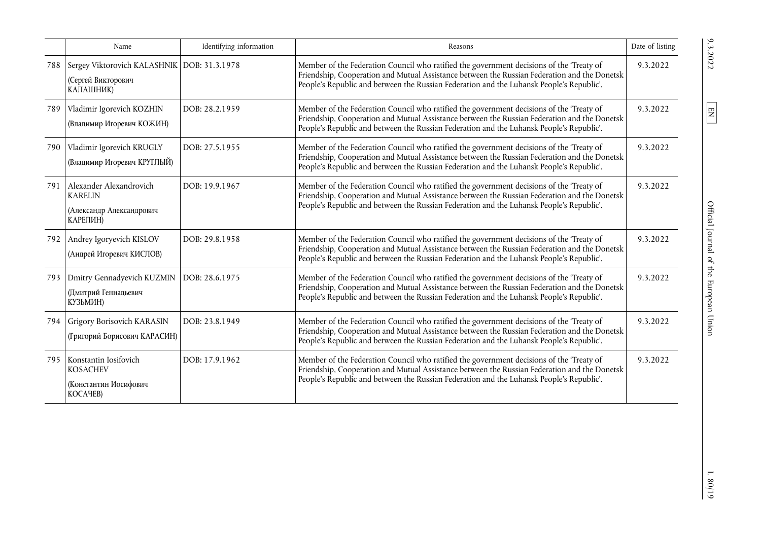| | Name | Identifying information | Reasons | Date of listing |
|---|---|---|---|---|
| 788 | Sergey Viktorovich KALASHNIK (Сергей Викторович КАЛАШНИК) | DOB: 31.3.1978 | Member of the Federation Council who ratified the government decisions of the 'Treaty of Friendship, Cooperation and Mutual Assistance between the Russian Federation and the Donetsk People's Republic and between the Russian Federation and the Luhansk People's Republic'. | 9.3.2022 |
| 789 | Vladimir Igorevich KOZHIN (Владимир Игоревич КОЖИН) | DOB: 28.2.1959 | Member of the Federation Council who ratified the government decisions of the 'Treaty of Friendship, Cooperation and Mutual Assistance between the Russian Federation and the Donetsk People's Republic and between the Russian Federation and the Luhansk People's Republic'. | 9.3.2022 |
| 790 | Vladimir Igorevich KRUGLY (Владимир Игоревич КРУГЛЫЙ) | DOB: 27.5.1955 | Member of the Federation Council who ratified the government decisions of the 'Treaty of Friendship, Cooperation and Mutual Assistance between the Russian Federation and the Donetsk People's Republic and between the Russian Federation and the Luhansk People's Republic'. | 9.3.2022 |
| 791 | Alexander Alexandrovich KARELIN (Александр Александрович КАРЕЛИН) | DOB: 19.9.1967 | Member of the Federation Council who ratified the government decisions of the 'Treaty of Friendship, Cooperation and Mutual Assistance between the Russian Federation and the Donetsk People's Republic and between the Russian Federation and the Luhansk People's Republic'. | 9.3.2022 |
| 792 | Andrey Igoryevich KISLOV (Андрей Игоревич КИСЛОВ) | DOB: 29.8.1958 | Member of the Federation Council who ratified the government decisions of the 'Treaty of Friendship, Cooperation and Mutual Assistance between the Russian Federation and the Donetsk People's Republic and between the Russian Federation and the Luhansk People's Republic'. | 9.3.2022 |
| 793 | Dmitry Gennadyevich KUZMIN (Дмитрий Геннадьевич КУЗЬМИН) | DOB: 28.6.1975 | Member of the Federation Council who ratified the government decisions of the 'Treaty of Friendship, Cooperation and Mutual Assistance between the Russian Federation and the Donetsk People's Republic and between the Russian Federation and the Luhansk People's Republic'. | 9.3.2022 |
| 794 | Grigory Borisovich KARASIN (Григорий Борисович КАРАСИН) | DOB: 23.8.1949 | Member of the Federation Council who ratified the government decisions of the 'Treaty of Friendship, Cooperation and Mutual Assistance between the Russian Federation and the Donetsk People's Republic and between the Russian Federation and the Luhansk People's Republic'. | 9.3.2022 |
| 795 | Konstantin Iosifovich KOSACHEV (Константин Иосифович КОСАЧЕВ) | DOB: 17.9.1962 | Member of the Federation Council who ratified the government decisions of the 'Treaty of Friendship, Cooperation and Mutual Assistance between the Russian Federation and the Donetsk People's Republic and between the Russian Federation and the Luhansk People's Republic'. | 9.3.2022 |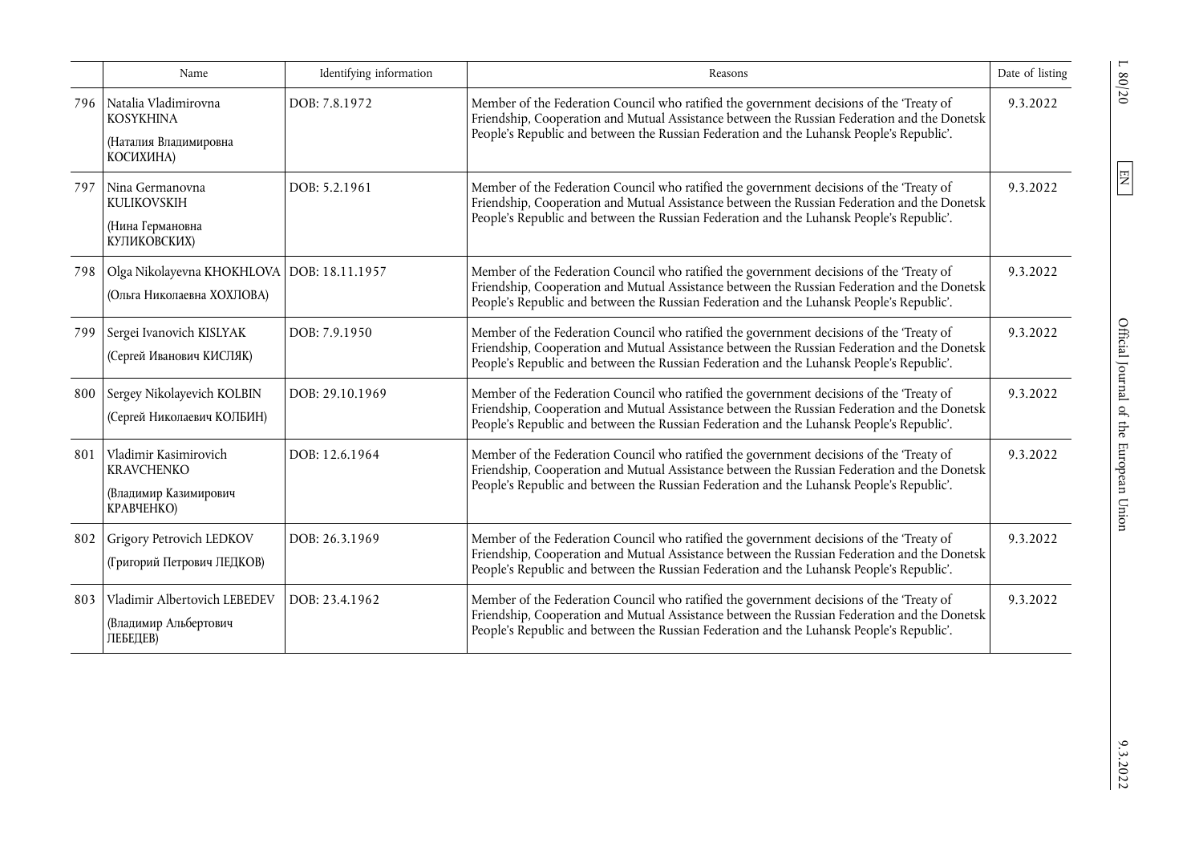| | Name | Identifying information | Reasons | Date of listing |
|---|---|---|---|---|
| 796 | Natalia Vladimirovna KOSYKHINA (Наталия Владимировна КОСИХИНА) | DOB: 7.8.1972 | Member of the Federation Council who ratified the government decisions of the 'Treaty of Friendship, Cooperation and Mutual Assistance between the Russian Federation and the Donetsk People's Republic and between the Russian Federation and the Luhansk People's Republic'. | 9.3.2022 |
| 797 | Nina Germanovna KULIKOVSKIH (Нина Германовна КУЛИКОВСКИХ) | DOB: 5.2.1961 | Member of the Federation Council who ratified the government decisions of the 'Treaty of Friendship, Cooperation and Mutual Assistance between the Russian Federation and the Donetsk People's Republic and between the Russian Federation and the Luhansk People's Republic'. | 9.3.2022 |
| 798 | Olga Nikolayevna KHOKHLOVA (Ольга Николаевна ХОХЛОВА) | DOB: 18.11.1957 | Member of the Federation Council who ratified the government decisions of the 'Treaty of Friendship, Cooperation and Mutual Assistance between the Russian Federation and the Donetsk People's Republic and between the Russian Federation and the Luhansk People's Republic'. | 9.3.2022 |
| 799 | Sergei Ivanovich KISLYAK (Сергей Иванович КИСЛЯК) | DOB: 7.9.1950 | Member of the Federation Council who ratified the government decisions of the 'Treaty of Friendship, Cooperation and Mutual Assistance between the Russian Federation and the Donetsk People's Republic and between the Russian Federation and the Luhansk People's Republic'. | 9.3.2022 |
| 800 | Sergey Nikolayevich KOLBIN (Сергей Николаевич КОЛБИН) | DOB: 29.10.1969 | Member of the Federation Council who ratified the government decisions of the 'Treaty of Friendship, Cooperation and Mutual Assistance between the Russian Federation and the Donetsk People's Republic and between the Russian Federation and the Luhansk People's Republic'. | 9.3.2022 |
| 801 | Vladimir Kasimirovich KRAVCHENKO (Владимир Казимирович КРАВЧЕНКО) | DOB: 12.6.1964 | Member of the Federation Council who ratified the government decisions of the 'Treaty of Friendship, Cooperation and Mutual Assistance between the Russian Federation and the Donetsk People's Republic and between the Russian Federation and the Luhansk People's Republic'. | 9.3.2022 |
| 802 | Grigory Petrovich LEDKOV (Григорий Петрович ЛЕДКОВ) | DOB: 26.3.1969 | Member of the Federation Council who ratified the government decisions of the 'Treaty of Friendship, Cooperation and Mutual Assistance between the Russian Federation and the Donetsk People's Republic and between the Russian Federation and the Luhansk People's Republic'. | 9.3.2022 |
| 803 | Vladimir Albertovich LEBEDEV (Владимир Альбертович ЛЕБЕДЕВ) | DOB: 23.4.1962 | Member of the Federation Council who ratified the government decisions of the 'Treaty of Friendship, Cooperation and Mutual Assistance between the Russian Federation and the Donetsk People's Republic and between the Russian Federation and the Luhansk People's Republic'. | 9.3.2022 |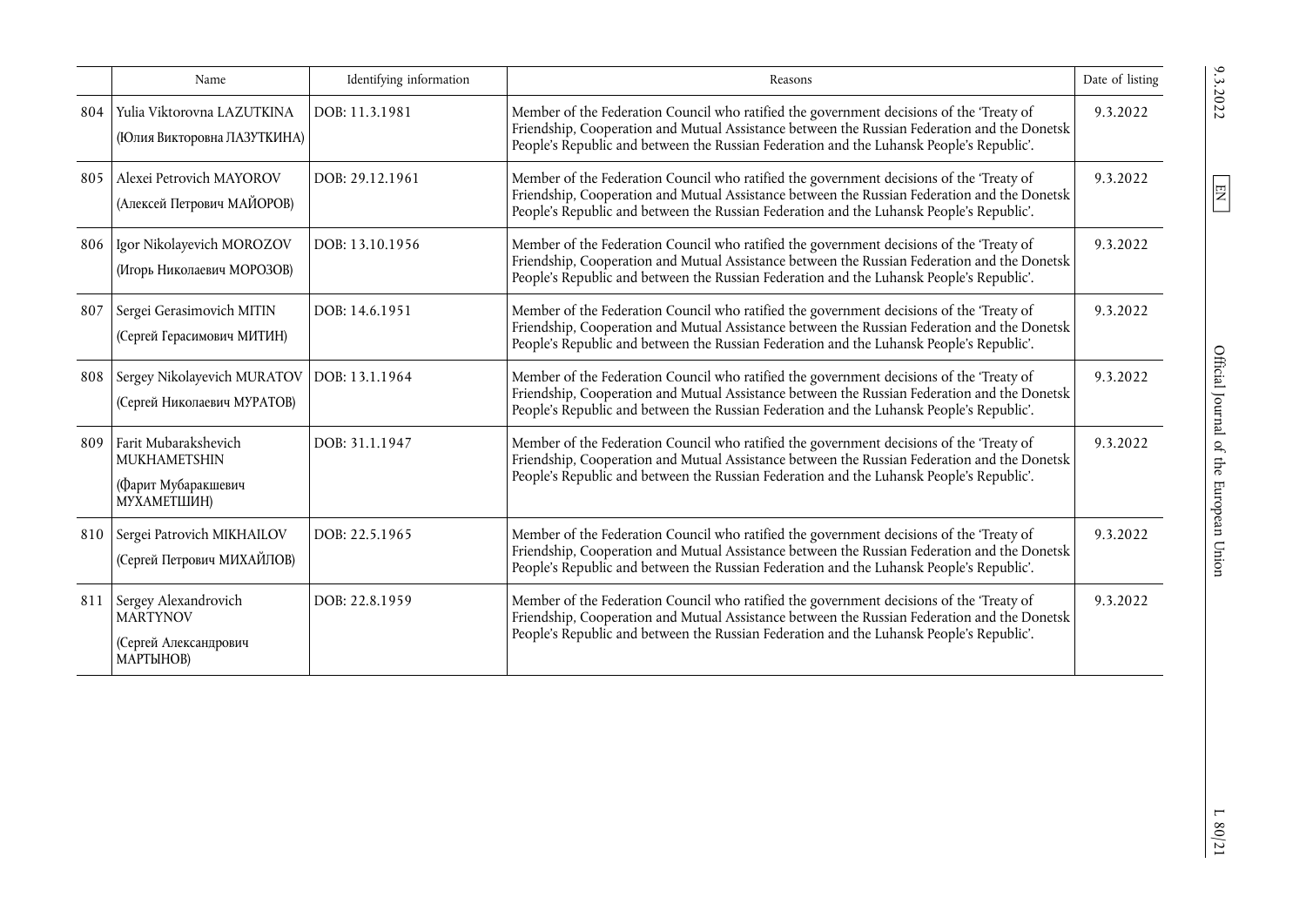| | Name | Identifying information | Reasons | Date of listing |
|---|---|---|---|---|
| 804 | Yulia Viktorovna LAZUTKINA (Юлия Викторовна ЛАЗУТКИНА) | DOB: 11.3.1981 | Member of the Federation Council who ratified the government decisions of the 'Treaty of Friendship, Cooperation and Mutual Assistance between the Russian Federation and the Donetsk People's Republic and between the Russian Federation and the Luhansk People's Republic'. | 9.3.2022 |
| 805 | Alexei Petrovich MAYOROV (Алексей Петрович МАЙОРОВ) | DOB: 29.12.1961 | Member of the Federation Council who ratified the government decisions of the 'Treaty of Friendship, Cooperation and Mutual Assistance between the Russian Federation and the Donetsk People's Republic and between the Russian Federation and the Luhansk People's Republic'. | 9.3.2022 |
| 806 | Igor Nikolayevich MOROZOV (Игорь Николаевич МОРОЗОВ) | DOB: 13.10.1956 | Member of the Federation Council who ratified the government decisions of the 'Treaty of Friendship, Cooperation and Mutual Assistance between the Russian Federation and the Donetsk People's Republic and between the Russian Federation and the Luhansk People's Republic'. | 9.3.2022 |
| 807 | Sergei Gerasimovich MITIN (Сергей Герасимович МИТИН) | DOB: 14.6.1951 | Member of the Federation Council who ratified the government decisions of the 'Treaty of Friendship, Cooperation and Mutual Assistance between the Russian Federation and the Donetsk People's Republic and between the Russian Federation and the Luhansk People's Republic'. | 9.3.2022 |
| 808 | Sergey Nikolayevich MURATOV (Сергей Николаевич МУРАТОВ) | DOB: 13.1.1964 | Member of the Federation Council who ratified the government decisions of the 'Treaty of Friendship, Cooperation and Mutual Assistance between the Russian Federation and the Donetsk People's Republic and between the Russian Federation and the Luhansk People's Republic'. | 9.3.2022 |
| 809 | Farit Mubarakshevich MUKHAMETSHIN (Фарит Мубаракшевич МУХАМЕТШИН) | DOB: 31.1.1947 | Member of the Federation Council who ratified the government decisions of the 'Treaty of Friendship, Cooperation and Mutual Assistance between the Russian Federation and the Donetsk People's Republic and between the Russian Federation and the Luhansk People's Republic'. | 9.3.2022 |
| 810 | Sergei Patrovich MIKHAILOV (Сергей Петрович МИХАЙЛОВ) | DOB: 22.5.1965 | Member of the Federation Council who ratified the government decisions of the 'Treaty of Friendship, Cooperation and Mutual Assistance between the Russian Federation and the Donetsk People's Republic and between the Russian Federation and the Luhansk People's Republic'. | 9.3.2022 |
| 811 | Sergey Alexandrovich MARTYNOV (Сергей Александрович МАРТЫНОВ) | DOB: 22.8.1959 | Member of the Federation Council who ratified the government decisions of the 'Treaty of Friendship, Cooperation and Mutual Assistance between the Russian Federation and the Donetsk People's Republic and between the Russian Federation and the Luhansk People's Republic'. | 9.3.2022 |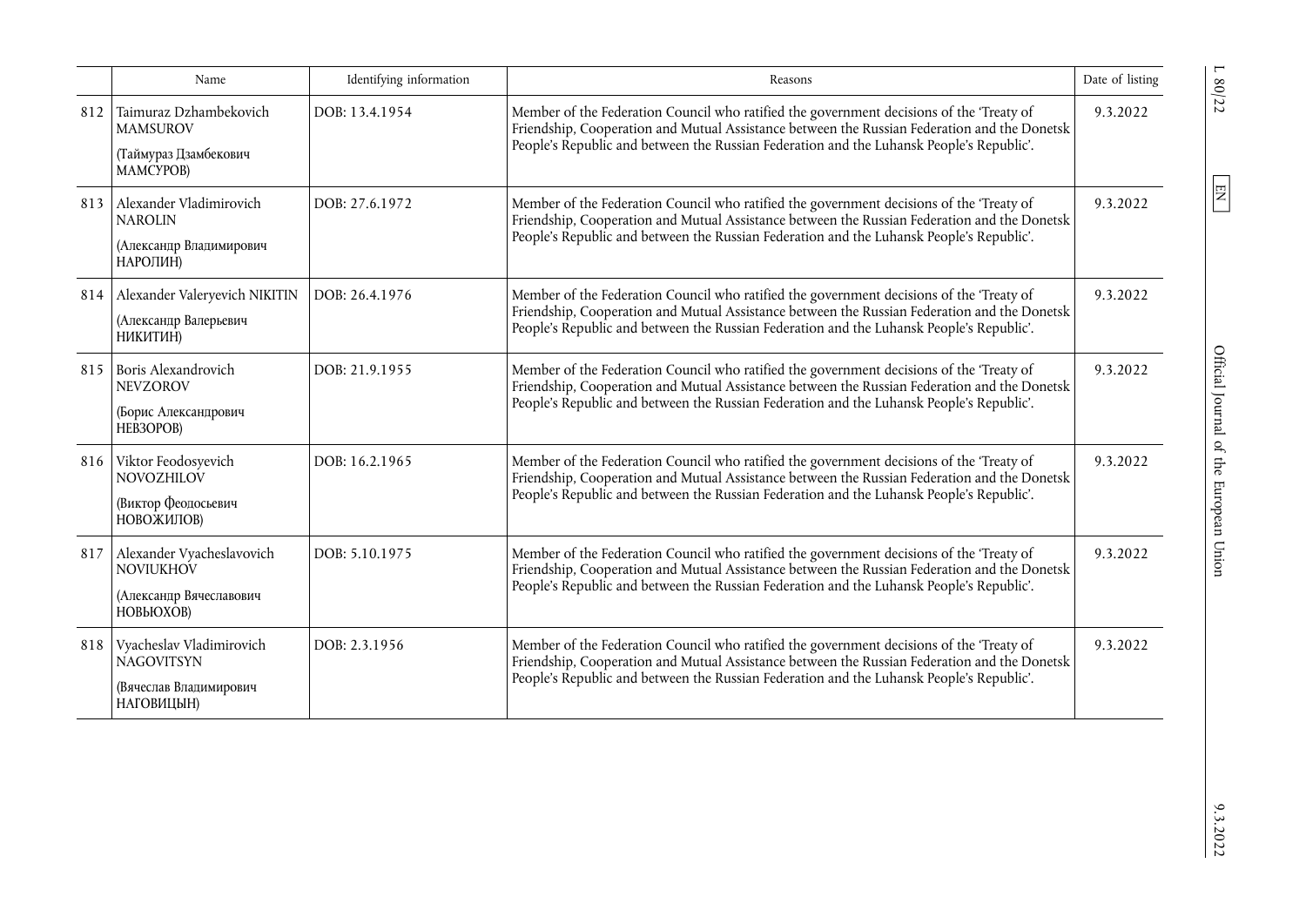| | Name | Identifying information | Reasons | Date of listing |
|---|---|---|---|---|
| 812 | Taimuraz Dzhambekovich MAMSUROV (Таймураз Дзамбекович МАМСУРОВ) | DOB: 13.4.1954 | Member of the Federation Council who ratified the government decisions of the 'Treaty of Friendship, Cooperation and Mutual Assistance between the Russian Federation and the Donetsk People's Republic and between the Russian Federation and the Luhansk People's Republic'. | 9.3.2022 |
| 813 | Alexander Vladimirovich NAROLIN (Александр Владимирович НАРОЛИН) | DOB: 27.6.1972 | Member of the Federation Council who ratified the government decisions of the 'Treaty of Friendship, Cooperation and Mutual Assistance between the Russian Federation and the Donetsk People's Republic and between the Russian Federation and the Luhansk People's Republic'. | 9.3.2022 |
| 814 | Alexander Valeryevich NIKITIN (Александр Валерьевич НИКИТИН) | DOB: 26.4.1976 | Member of the Federation Council who ratified the government decisions of the 'Treaty of Friendship, Cooperation and Mutual Assistance between the Russian Federation and the Donetsk People's Republic and between the Russian Federation and the Luhansk People's Republic'. | 9.3.2022 |
| 815 | Boris Alexandrovich NEVZOROV (Борис Александрович НЕВЗОРОВ) | DOB: 21.9.1955 | Member of the Federation Council who ratified the government decisions of the 'Treaty of Friendship, Cooperation and Mutual Assistance between the Russian Federation and the Donetsk People's Republic and between the Russian Federation and the Luhansk People's Republic'. | 9.3.2022 |
| 816 | Viktor Feodosyevich NOVOZHILOV (Виктор Феодосьевич НОВОЖИЛОВ) | DOB: 16.2.1965 | Member of the Federation Council who ratified the government decisions of the 'Treaty of Friendship, Cooperation and Mutual Assistance between the Russian Federation and the Donetsk People's Republic and between the Russian Federation and the Luhansk People's Republic'. | 9.3.2022 |
| 817 | Alexander Vyacheslavovich NOVIUKHOV (Александр Вячеславович НОВЬЮХОВ) | DOB: 5.10.1975 | Member of the Federation Council who ratified the government decisions of the 'Treaty of Friendship, Cooperation and Mutual Assistance between the Russian Federation and the Donetsk People's Republic and between the Russian Federation and the Luhansk People's Republic'. | 9.3.2022 |
| 818 | Vyacheslav Vladimirovich NAGOVITSYN (Вячеслав Владимирович НАГОВИЦЫН) | DOB: 2.3.1956 | Member of the Federation Council who ratified the government decisions of the 'Treaty of Friendship, Cooperation and Mutual Assistance between the Russian Federation and the Donetsk People's Republic and between the Russian Federation and the Luhansk People's Republic'. | 9.3.2022 |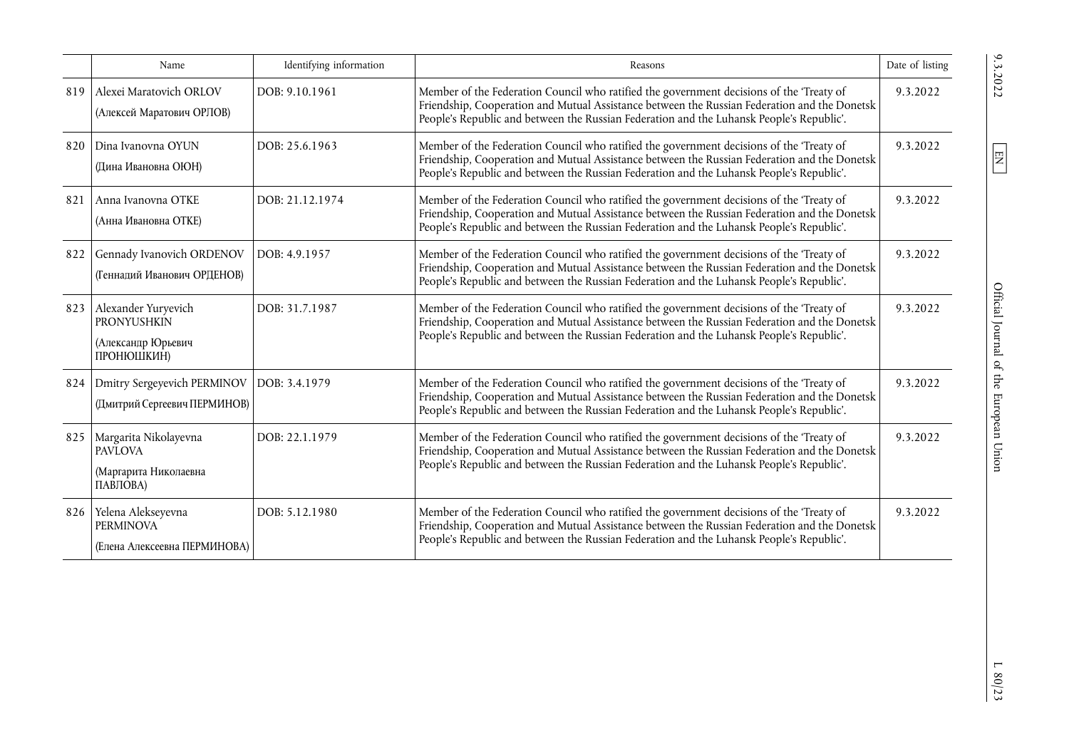|  | Name | Identifying information | Reasons | Date of listing |
| --- | --- | --- | --- | --- |
| 819 | Alexei Maratovich ORLOV (Алексей Маратович ОРЛОВ) | DOB: 9.10.1961 | Member of the Federation Council who ratified the government decisions of the 'Treaty of Friendship, Cooperation and Mutual Assistance between the Russian Federation and the Donetsk People's Republic and between the Russian Federation and the Luhansk People's Republic'. | 9.3.2022 |
| 820 | Dina Ivanovna OYUN (Дина Ивановна ОЮН) | DOB: 25.6.1963 | Member of the Federation Council who ratified the government decisions of the 'Treaty of Friendship, Cooperation and Mutual Assistance between the Russian Federation and the Donetsk People's Republic and between the Russian Federation and the Luhansk People's Republic'. | 9.3.2022 |
| 821 | Anna Ivanovna OTKE (Анна Ивановна ОТКЕ) | DOB: 21.12.1974 | Member of the Federation Council who ratified the government decisions of the 'Treaty of Friendship, Cooperation and Mutual Assistance between the Russian Federation and the Donetsk People's Republic and between the Russian Federation and the Luhansk People's Republic'. | 9.3.2022 |
| 822 | Gennady Ivanovich ORDENOV (Геннадий Иванович ОРДЕНОВ) | DOB: 4.9.1957 | Member of the Federation Council who ratified the government decisions of the 'Treaty of Friendship, Cooperation and Mutual Assistance between the Russian Federation and the Donetsk People's Republic and between the Russian Federation and the Luhansk People's Republic'. | 9.3.2022 |
| 823 | Alexander Yuryevich PRONYUSHKIN (Александр Юрьевич ПРОНЮШКИН) | DOB: 31.7.1987 | Member of the Federation Council who ratified the government decisions of the 'Treaty of Friendship, Cooperation and Mutual Assistance between the Russian Federation and the Donetsk People's Republic and between the Russian Federation and the Luhansk People's Republic'. | 9.3.2022 |
| 824 | Dmitry Sergeyevich PERMINOV (Дмитрий Сергеевич ПЕРМИНОВ) | DOB: 3.4.1979 | Member of the Federation Council who ratified the government decisions of the 'Treaty of Friendship, Cooperation and Mutual Assistance between the Russian Federation and the Donetsk People's Republic and between the Russian Federation and the Luhansk People's Republic'. | 9.3.2022 |
| 825 | Margarita Nikolayevna PAVLOVA (Маргарита Николаевна ПАВЛОВА) | DOB: 22.1.1979 | Member of the Federation Council who ratified the government decisions of the 'Treaty of Friendship, Cooperation and Mutual Assistance between the Russian Federation and the Donetsk People's Republic and between the Russian Federation and the Luhansk People's Republic'. | 9.3.2022 |
| 826 | Yelena Alekseyevna PERMINOVA (Елена Алексеевна ПЕРМИНОВА) | DOB: 5.12.1980 | Member of the Federation Council who ratified the government decisions of the 'Treaty of Friendship, Cooperation and Mutual Assistance between the Russian Federation and the Donetsk People's Republic and between the Russian Federation and the Luhansk People's Republic'. | 9.3.2022 |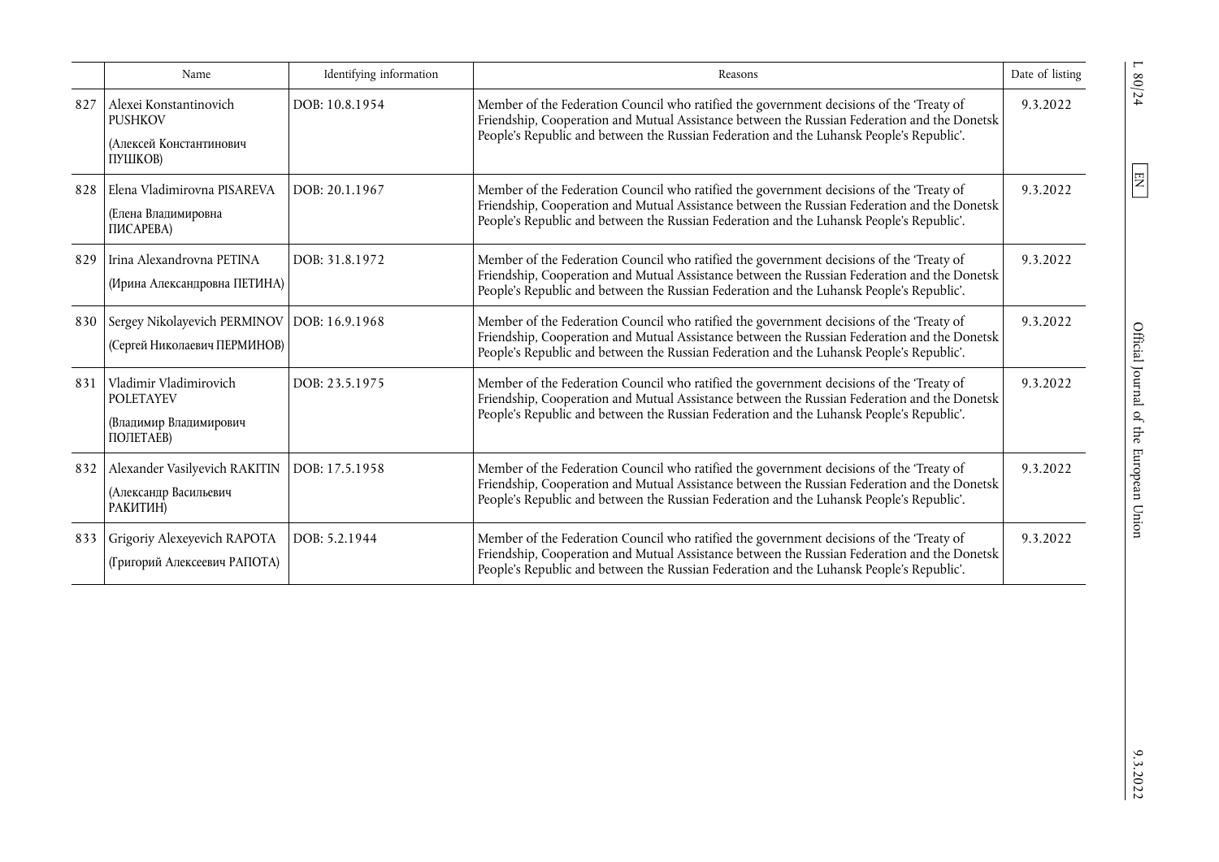|  | Name | Identifying information | Reasons | Date of listing |
|---|---|---|---|---|
| 827 | Alexei Konstantinovich PUSHKOV (Алексей Константинович ПУШКОВ) | DOB: 10.8.1954 | Member of the Federation Council who ratified the government decisions of the 'Treaty of Friendship, Cooperation and Mutual Assistance between the Russian Federation and the Donetsk People's Republic and between the Russian Federation and the Luhansk People's Republic'. | 9.3.2022 |
| 828 | Elena Vladimirovna PISAREVA (Елена Владимировна ПИСАРЕВА) | DOB: 20.1.1967 | Member of the Federation Council who ratified the government decisions of the 'Treaty of Friendship, Cooperation and Mutual Assistance between the Russian Federation and the Donetsk People's Republic and between the Russian Federation and the Luhansk People's Republic'. | 9.3.2022 |
| 829 | Irina Alexandrovna PETINA (Ирина Александровна ПЕТИНА) | DOB: 31.8.1972 | Member of the Federation Council who ratified the government decisions of the 'Treaty of Friendship, Cooperation and Mutual Assistance between the Russian Federation and the Donetsk People's Republic and between the Russian Federation and the Luhansk People's Republic'. | 9.3.2022 |
| 830 | Sergey Nikolayevich PERMINOV (Сергей Николаевич ПЕРМИНОВ) | DOB: 16.9.1968 | Member of the Federation Council who ratified the government decisions of the 'Treaty of Friendship, Cooperation and Mutual Assistance between the Russian Federation and the Donetsk People's Republic and between the Russian Federation and the Luhansk People's Republic'. | 9.3.2022 |
| 831 | Vladimir Vladimirovich POLETAYEV (Владимир Владимирович ПОЛЕТАЕВ) | DOB: 23.5.1975 | Member of the Federation Council who ratified the government decisions of the 'Treaty of Friendship, Cooperation and Mutual Assistance between the Russian Federation and the Donetsk People's Republic and between the Russian Federation and the Luhansk People's Republic'. | 9.3.2022 |
| 832 | Alexander Vasilyevich RAKITIN (Александр Васильевич РАКИТИН) | DOB: 17.5.1958 | Member of the Federation Council who ratified the government decisions of the 'Treaty of Friendship, Cooperation and Mutual Assistance between the Russian Federation and the Donetsk People's Republic and between the Russian Federation and the Luhansk People's Republic'. | 9.3.2022 |
| 833 | Grigoriy Alexeyevich RAPOTA (Григорий Алексеевич РАПОТА) | DOB: 5.2.1944 | Member of the Federation Council who ratified the government decisions of the 'Treaty of Friendship, Cooperation and Mutual Assistance between the Russian Federation and the Donetsk People's Republic and between the Russian Federation and the Luhansk People's Republic'. | 9.3.2022 |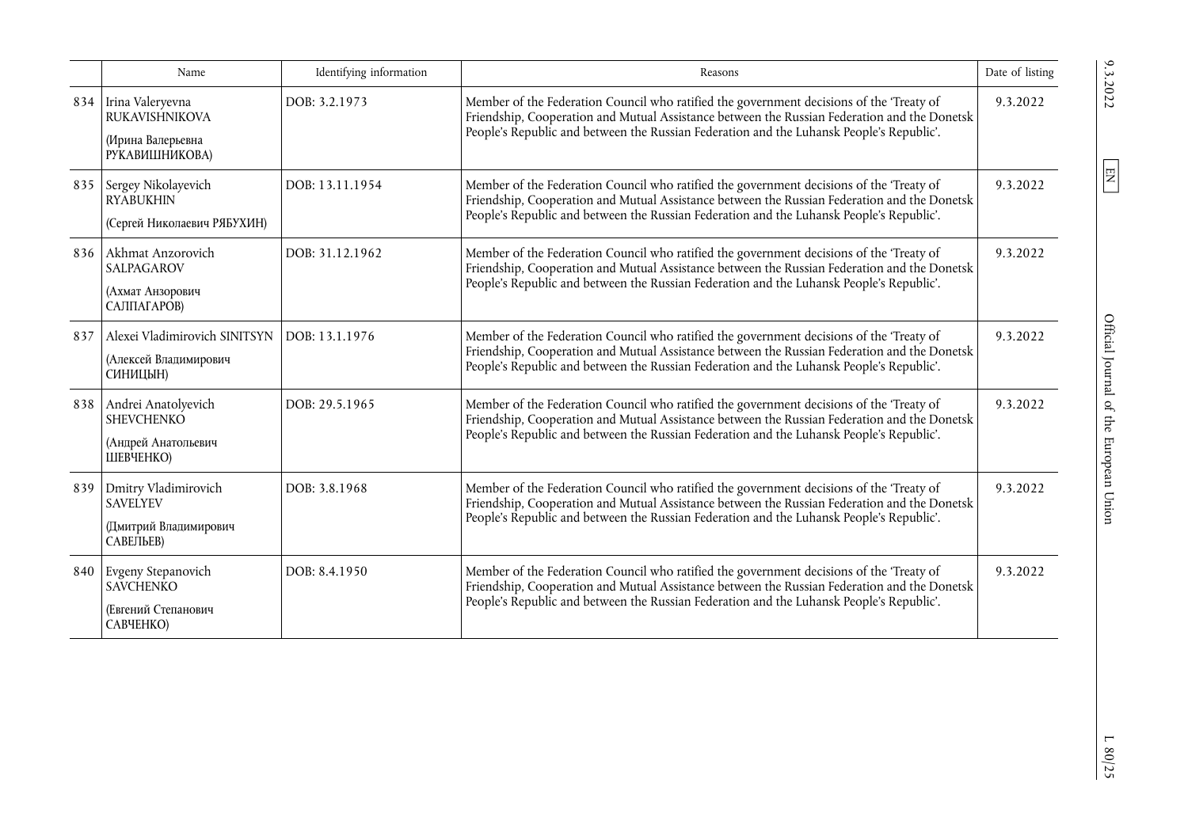| | Name | Identifying information | Reasons | Date of listing |
|---|---|---|---|---|
| 834 | Irina Valeryevna RUKAVISHNIKOVA (Ирина Валерьевна РУКАВИШНИКОВА) | DOB: 3.2.1973 | Member of the Federation Council who ratified the government decisions of the 'Treaty of Friendship, Cooperation and Mutual Assistance between the Russian Federation and the Donetsk People's Republic and between the Russian Federation and the Luhansk People's Republic'. | 9.3.2022 |
| 835 | Sergey Nikolayevich RYABUKHIN (Сергей Николаевич РЯБУХИН) | DOB: 13.11.1954 | Member of the Federation Council who ratified the government decisions of the 'Treaty of Friendship, Cooperation and Mutual Assistance between the Russian Federation and the Donetsk People's Republic and between the Russian Federation and the Luhansk People's Republic'. | 9.3.2022 |
| 836 | Akhmat Anzorovich SALPAGAROV (Ахмат Анзорович САЛПАГАРОВ) | DOB: 31.12.1962 | Member of the Federation Council who ratified the government decisions of the 'Treaty of Friendship, Cooperation and Mutual Assistance between the Russian Federation and the Donetsk People's Republic and between the Russian Federation and the Luhansk People's Republic'. | 9.3.2022 |
| 837 | Alexei Vladimirovich SINITSYN (Алексей Владимирович СИНИЦЫН) | DOB: 13.1.1976 | Member of the Federation Council who ratified the government decisions of the 'Treaty of Friendship, Cooperation and Mutual Assistance between the Russian Federation and the Donetsk People's Republic and between the Russian Federation and the Luhansk People's Republic'. | 9.3.2022 |
| 838 | Andrei Anatolyevich SHEVCHENKO (Андрей Анатольевич ШЕВЧЕНКО) | DOB: 29.5.1965 | Member of the Federation Council who ratified the government decisions of the 'Treaty of Friendship, Cooperation and Mutual Assistance between the Russian Federation and the Donetsk People's Republic and between the Russian Federation and the Luhansk People's Republic'. | 9.3.2022 |
| 839 | Dmitry Vladimirovich SAVELYEV (Дмитрий Владимирович САВЕЛЬЕВ) | DOB: 3.8.1968 | Member of the Federation Council who ratified the government decisions of the 'Treaty of Friendship, Cooperation and Mutual Assistance between the Russian Federation and the Donetsk People's Republic and between the Russian Federation and the Luhansk People's Republic'. | 9.3.2022 |
| 840 | Evgeny Stepanovich SAVCHENKO (Евгений Степанович САВЧЕНКО) | DOB: 8.4.1950 | Member of the Federation Council who ratified the government decisions of the 'Treaty of Friendship, Cooperation and Mutual Assistance between the Russian Federation and the Donetsk People's Republic and between the Russian Federation and the Luhansk People's Republic'. | 9.3.2022 |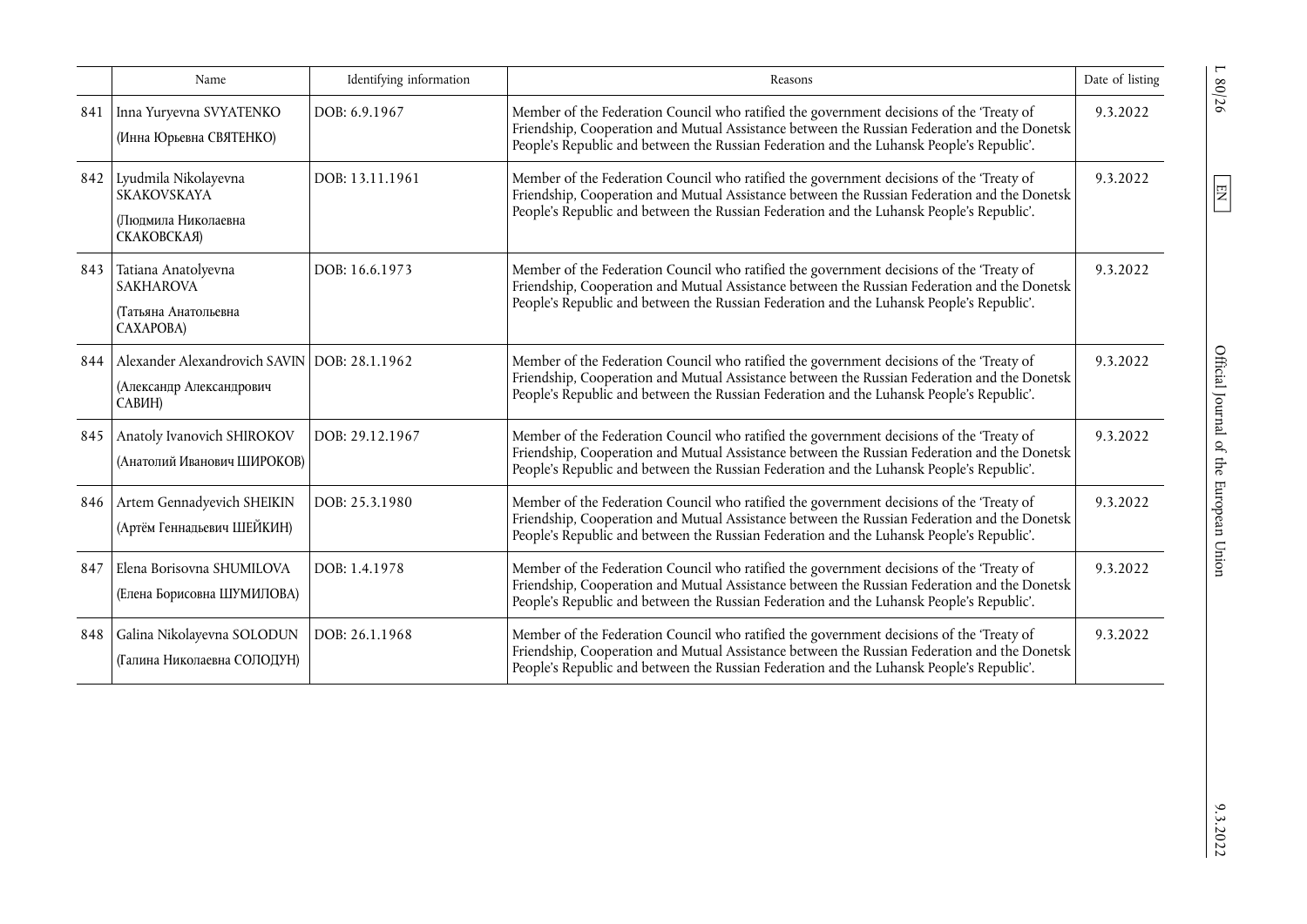|  | Name | Identifying information | Reasons | Date of listing |
|---|---|---|---|---|
| 841 | Inna Yuryevna SVYATENKO (Инна Юрьевна СВЯТЕНКО) | DOB: 6.9.1967 | Member of the Federation Council who ratified the government decisions of the 'Treaty of Friendship, Cooperation and Mutual Assistance between the Russian Federation and the Donetsk People's Republic and between the Russian Federation and the Luhansk People's Republic'. | 9.3.2022 |
| 842 | Lyudmila Nikolayevna SKAKOVSKAYA (Людмила Николаевна СКАКОВСКАЯ) | DOB: 13.11.1961 | Member of the Federation Council who ratified the government decisions of the 'Treaty of Friendship, Cooperation and Mutual Assistance between the Russian Federation and the Donetsk People's Republic and between the Russian Federation and the Luhansk People's Republic'. | 9.3.2022 |
| 843 | Tatiana Anatolyevna SAKHAROVA (Татьяна Анатольевна САХАРОВА) | DOB: 16.6.1973 | Member of the Federation Council who ratified the government decisions of the 'Treaty of Friendship, Cooperation and Mutual Assistance between the Russian Federation and the Donetsk People's Republic and between the Russian Federation and the Luhansk People's Republic'. | 9.3.2022 |
| 844 | Alexander Alexandrovich SAVIN (Александр Александрович САВИН) | DOB: 28.1.1962 | Member of the Federation Council who ratified the government decisions of the 'Treaty of Friendship, Cooperation and Mutual Assistance between the Russian Federation and the Donetsk People's Republic and between the Russian Federation and the Luhansk People's Republic'. | 9.3.2022 |
| 845 | Anatoly Ivanovich SHIROKOV (Анатолий Иванович ШИРОКОВ) | DOB: 29.12.1967 | Member of the Federation Council who ratified the government decisions of the 'Treaty of Friendship, Cooperation and Mutual Assistance between the Russian Federation and the Donetsk People's Republic and between the Russian Federation and the Luhansk People's Republic'. | 9.3.2022 |
| 846 | Artem Gennadyevich SHEIKIN (Артём Геннадьевич ШЕЙКИН) | DOB: 25.3.1980 | Member of the Federation Council who ratified the government decisions of the 'Treaty of Friendship, Cooperation and Mutual Assistance between the Russian Federation and the Donetsk People's Republic and between the Russian Federation and the Luhansk People's Republic'. | 9.3.2022 |
| 847 | Elena Borisovna SHUMILOVA (Елена Борисовна ШУМИЛОВА) | DOB: 1.4.1978 | Member of the Federation Council who ratified the government decisions of the 'Treaty of Friendship, Cooperation and Mutual Assistance between the Russian Federation and the Donetsk People's Republic and between the Russian Federation and the Luhansk People's Republic'. | 9.3.2022 |
| 848 | Galina Nikolayevna SOLODUN (Галина Николаевна СОЛОДУН) | DOB: 26.1.1968 | Member of the Federation Council who ratified the government decisions of the 'Treaty of Friendship, Cooperation and Mutual Assistance between the Russian Federation and the Donetsk People's Republic and between the Russian Federation and the Luhansk People's Republic'. | 9.3.2022 |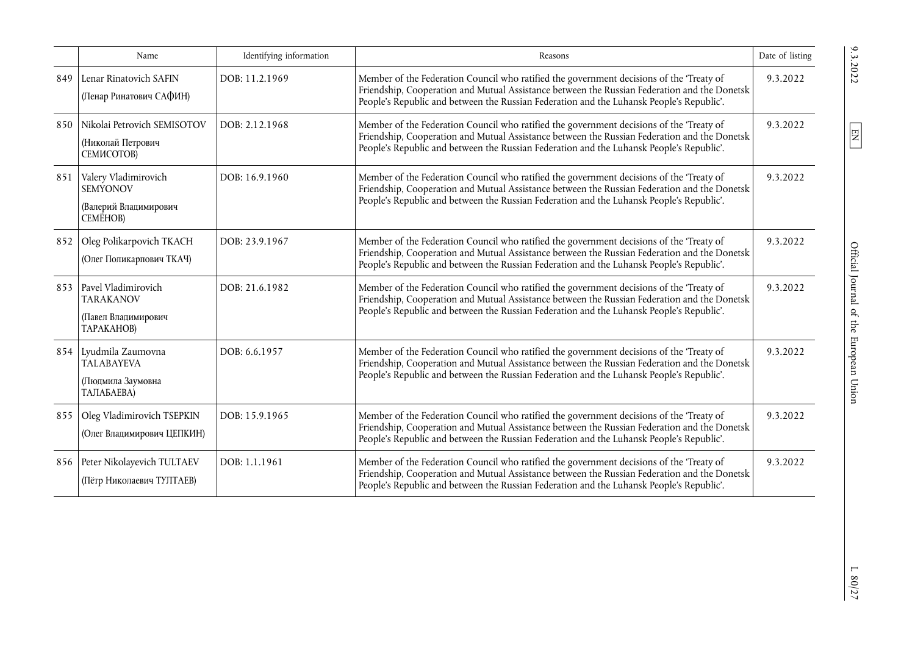| | Name | Identifying information | Reasons | Date of listing |
|---|---|---|---|---|
| 849 | Lenar Rinatovich SAFIN (Ленар Ринатович САФИН) | DOB: 11.2.1969 | Member of the Federation Council who ratified the government decisions of the 'Treaty of Friendship, Cooperation and Mutual Assistance between the Russian Federation and the Donetsk People's Republic and between the Russian Federation and the Luhansk People's Republic'. | 9.3.2022 |
| 850 | Nikolai Petrovich SEMISOTOV (Николай Петрович СЕМИСОТОВ) | DOB: 2.12.1968 | Member of the Federation Council who ratified the government decisions of the 'Treaty of Friendship, Cooperation and Mutual Assistance between the Russian Federation and the Donetsk People's Republic and between the Russian Federation and the Luhansk People's Republic'. | 9.3.2022 |
| 851 | Valery Vladimirovich SEMYONOV (Валерий Владимирович СЕМЁНОВ) | DOB: 16.9.1960 | Member of the Federation Council who ratified the government decisions of the 'Treaty of Friendship, Cooperation and Mutual Assistance between the Russian Federation and the Donetsk People's Republic and between the Russian Federation and the Luhansk People's Republic'. | 9.3.2022 |
| 852 | Oleg Polikarpovich TKACH (Олег Поликарпович ТКАЧ) | DOB: 23.9.1967 | Member of the Federation Council who ratified the government decisions of the 'Treaty of Friendship, Cooperation and Mutual Assistance between the Russian Federation and the Donetsk People's Republic and between the Russian Federation and the Luhansk People's Republic'. | 9.3.2022 |
| 853 | Pavel Vladimirovich TARAKANOV (Павел Владимирович ТАРАКАНОВ) | DOB: 21.6.1982 | Member of the Federation Council who ratified the government decisions of the 'Treaty of Friendship, Cooperation and Mutual Assistance between the Russian Federation and the Donetsk People's Republic and between the Russian Federation and the Luhansk People's Republic'. | 9.3.2022 |
| 854 | Lyudmila Zaumovna TALABAYEVA (Людмила Заумовна ТАЛАБАЕВА) | DOB: 6.6.1957 | Member of the Federation Council who ratified the government decisions of the 'Treaty of Friendship, Cooperation and Mutual Assistance between the Russian Federation and the Donetsk People's Republic and between the Russian Federation and the Luhansk People's Republic'. | 9.3.2022 |
| 855 | Oleg Vladimirovich TSEPKIN (Олег Владимирович ЦЕПКИН) | DOB: 15.9.1965 | Member of the Federation Council who ratified the government decisions of the 'Treaty of Friendship, Cooperation and Mutual Assistance between the Russian Federation and the Donetsk People's Republic and between the Russian Federation and the Luhansk People's Republic'. | 9.3.2022 |
| 856 | Peter Nikolayevich TULTAEV (Пётр Николаевич ТУЛТАЕВ) | DOB: 1.1.1961 | Member of the Federation Council who ratified the government decisions of the 'Treaty of Friendship, Cooperation and Mutual Assistance between the Russian Federation and the Donetsk People's Republic and between the Russian Federation and the Luhansk People's Republic'. | 9.3.2022 |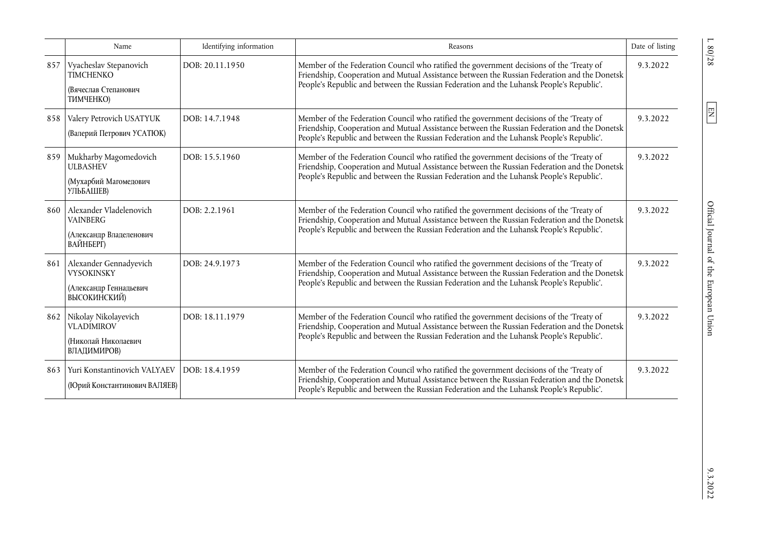| | Name | Identifying information | Reasons | Date of listing |
|---|---|---|---|---|
| 857 | Vyacheslav Stepanovich TIMCHENKO (Вячеслав Степанович ТИМЧЕНКО) | DOB: 20.11.1950 | Member of the Federation Council who ratified the government decisions of the 'Treaty of Friendship, Cooperation and Mutual Assistance between the Russian Federation and the Donetsk People's Republic and between the Russian Federation and the Luhansk People's Republic'. | 9.3.2022 |
| 858 | Valery Petrovich USATYUK (Валерий Петрович УСАТЮК) | DOB: 14.7.1948 | Member of the Federation Council who ratified the government decisions of the 'Treaty of Friendship, Cooperation and Mutual Assistance between the Russian Federation and the Donetsk People's Republic and between the Russian Federation and the Luhansk People's Republic'. | 9.3.2022 |
| 859 | Mukharby Magomedovich ULBASHEV (Мухарбий Магомедович УЛЬБАШЕВ) | DOB: 15.5.1960 | Member of the Federation Council who ratified the government decisions of the 'Treaty of Friendship, Cooperation and Mutual Assistance between the Russian Federation and the Donetsk People's Republic and between the Russian Federation and the Luhansk People's Republic'. | 9.3.2022 |
| 860 | Alexander Vladelenovich VAINBERG (Александр Владеленович ВАЙНБЕРГ) | DOB: 2.2.1961 | Member of the Federation Council who ratified the government decisions of the 'Treaty of Friendship, Cooperation and Mutual Assistance between the Russian Federation and the Donetsk People's Republic and between the Russian Federation and the Luhansk People's Republic'. | 9.3.2022 |
| 861 | Alexander Gennadyevich VYSOKINSKY (Александр Геннадьевич ВЫСОКИНСКИЙ) | DOB: 24.9.1973 | Member of the Federation Council who ratified the government decisions of the 'Treaty of Friendship, Cooperation and Mutual Assistance between the Russian Federation and the Donetsk People's Republic and between the Russian Federation and the Luhansk People's Republic'. | 9.3.2022 |
| 862 | Nikolay Nikolayevich VLADIMIROV (Николай Николаевич ВЛАДИМИРОВ) | DOB: 18.11.1979 | Member of the Federation Council who ratified the government decisions of the 'Treaty of Friendship, Cooperation and Mutual Assistance between the Russian Federation and the Donetsk People's Republic and between the Russian Federation and the Luhansk People's Republic'. | 9.3.2022 |
| 863 | Yuri Konstantinovich VALYAEV (Юрий Константинович ВАЛЯЕВ) | DOB: 18.4.1959 | Member of the Federation Council who ratified the government decisions of the 'Treaty of Friendship, Cooperation and Mutual Assistance between the Russian Federation and the Donetsk People's Republic and between the Russian Federation and the Luhansk People's Republic'. | 9.3.2022 |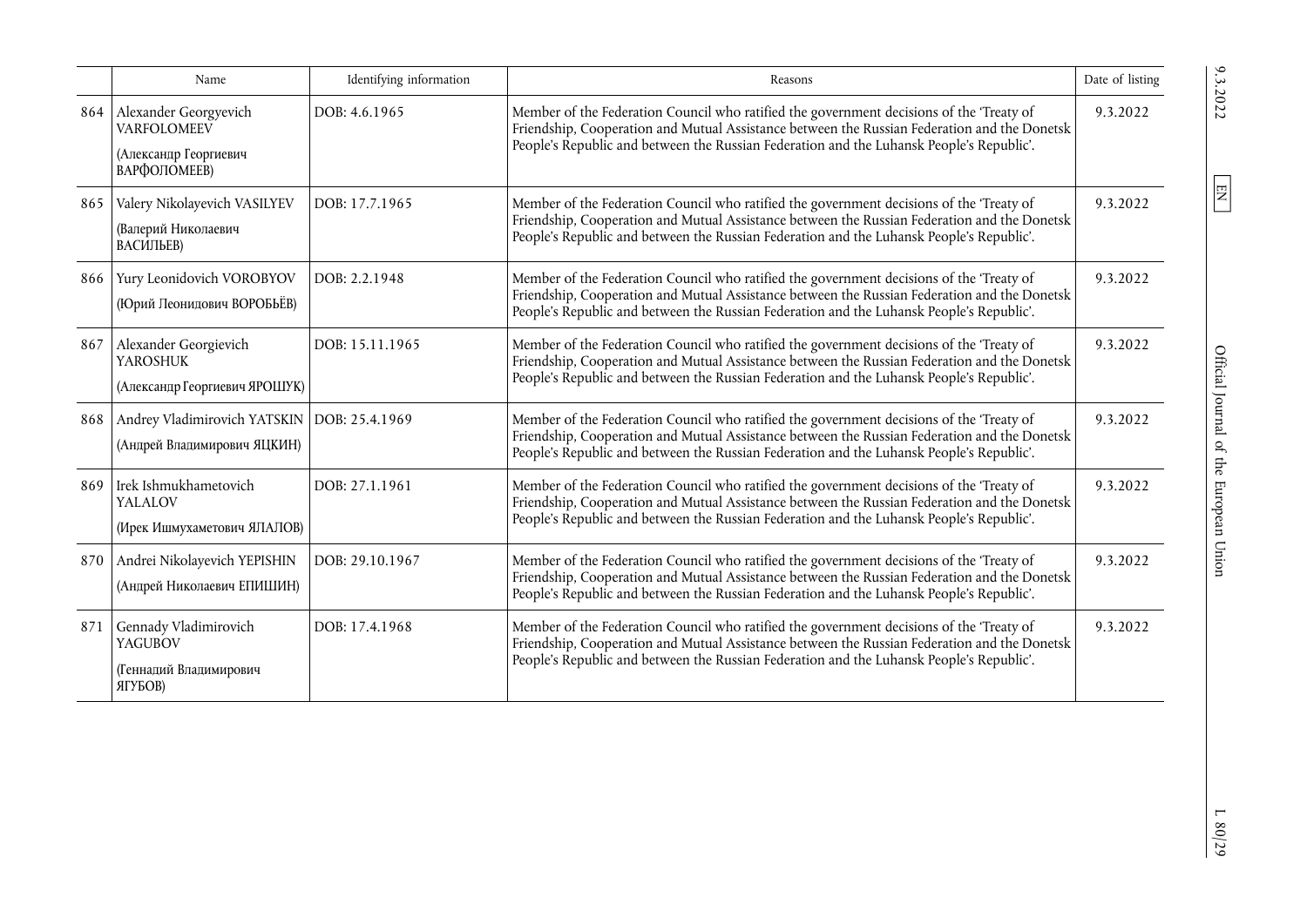| | Name | Identifying information | Reasons | Date of listing |
|---|---|---|---|---|
| 864 | Alexander Georgyevich VARFOLOMEEV (Александр Георгиевич ВАРФОЛОМЕЕВ) | DOB: 4.6.1965 | Member of the Federation Council who ratified the government decisions of the 'Treaty of Friendship, Cooperation and Mutual Assistance between the Russian Federation and the Donetsk People's Republic and between the Russian Federation and the Luhansk People's Republic'. | 9.3.2022 |
| 865 | Valery Nikolayevich VASILYEV (Валерий Николаевич ВАСИЛЬЕВ) | DOB: 17.7.1965 | Member of the Federation Council who ratified the government decisions of the 'Treaty of Friendship, Cooperation and Mutual Assistance between the Russian Federation and the Donetsk People's Republic and between the Russian Federation and the Luhansk People's Republic'. | 9.3.2022 |
| 866 | Yury Leonidovich VOROBYOV (Юрий Леонидович ВОРОБЬЁВ) | DOB: 2.2.1948 | Member of the Federation Council who ratified the government decisions of the 'Treaty of Friendship, Cooperation and Mutual Assistance between the Russian Federation and the Donetsk People's Republic and between the Russian Federation and the Luhansk People's Republic'. | 9.3.2022 |
| 867 | Alexander Georgievich YAROSHUK (Александр Георгиевич ЯРОШУК) | DOB: 15.11.1965 | Member of the Federation Council who ratified the government decisions of the 'Treaty of Friendship, Cooperation and Mutual Assistance between the Russian Federation and the Donetsk People's Republic and between the Russian Federation and the Luhansk People's Republic'. | 9.3.2022 |
| 868 | Andrey Vladimirovich YATSKIN (Андрей Владимирович ЯЦКИН) | DOB: 25.4.1969 | Member of the Federation Council who ratified the government decisions of the 'Treaty of Friendship, Cooperation and Mutual Assistance between the Russian Federation and the Donetsk People's Republic and between the Russian Federation and the Luhansk People's Republic'. | 9.3.2022 |
| 869 | Irek Ishmukhametovich YALALOV (Ирек Ишмухаметович ЯЛАЛОВ) | DOB: 27.1.1961 | Member of the Federation Council who ratified the government decisions of the 'Treaty of Friendship, Cooperation and Mutual Assistance between the Russian Federation and the Donetsk People's Republic and between the Russian Federation and the Luhansk People's Republic'. | 9.3.2022 |
| 870 | Andrei Nikolayevich YEPISHIN (Андрей Николаевич ЕПИШИН) | DOB: 29.10.1967 | Member of the Federation Council who ratified the government decisions of the 'Treaty of Friendship, Cooperation and Mutual Assistance between the Russian Federation and the Donetsk People's Republic and between the Russian Federation and the Luhansk People's Republic'. | 9.3.2022 |
| 871 | Gennady Vladimirovich YAGUBOV (Геннадий Владимирович ЯГУБОВ) | DOB: 17.4.1968 | Member of the Federation Council who ratified the government decisions of the 'Treaty of Friendship, Cooperation and Mutual Assistance between the Russian Federation and the Donetsk People's Republic and between the Russian Federation and the Luhansk People's Republic'. | 9.3.2022 |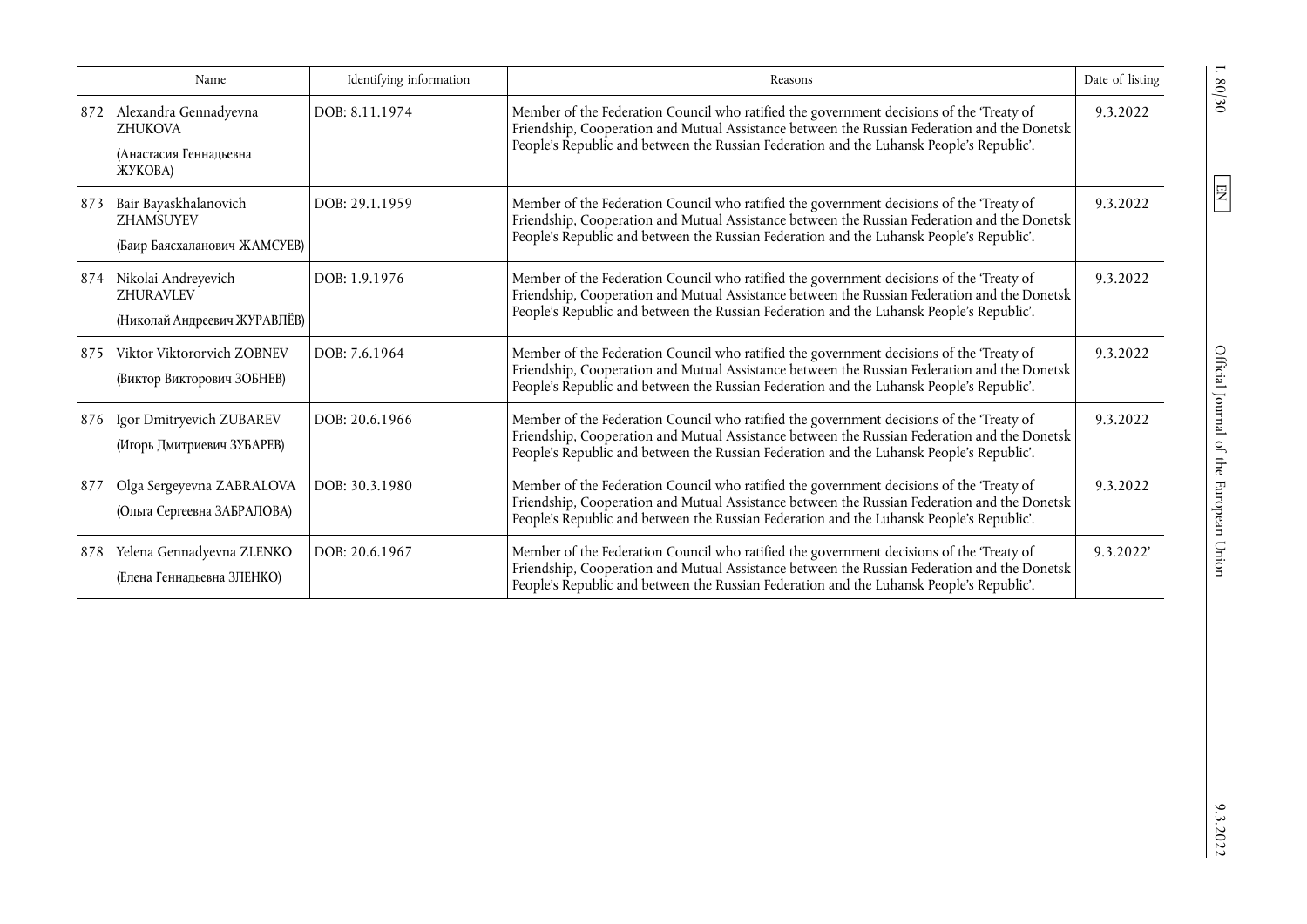| | Name | Identifying information | Reasons | Date of listing |
|---|---|---|---|---|
| 872 | Alexandra Gennadyevna ZHUKOVA (Анастасия Геннадьевна ЖУКОВА) | DOB: 8.11.1974 | Member of the Federation Council who ratified the government decisions of the 'Treaty of Friendship, Cooperation and Mutual Assistance between the Russian Federation and the Donetsk People's Republic and between the Russian Federation and the Luhansk People's Republic'. | 9.3.2022 |
| 873 | Bair Bayaskhalanovich ZHAMSUYEV (Баир Баясхаланович ЖАМСУЕВ) | DOB: 29.1.1959 | Member of the Federation Council who ratified the government decisions of the 'Treaty of Friendship, Cooperation and Mutual Assistance between the Russian Federation and the Donetsk People's Republic and between the Russian Federation and the Luhansk People's Republic'. | 9.3.2022 |
| 874 | Nikolai Andreyevich ZHURAVLEV (Николай Андреевич ЖУРАВЛЁВ) | DOB: 1.9.1976 | Member of the Federation Council who ratified the government decisions of the 'Treaty of Friendship, Cooperation and Mutual Assistance between the Russian Federation and the Donetsk People's Republic and between the Russian Federation and the Luhansk People's Republic'. | 9.3.2022 |
| 875 | Viktor Viktororvich ZOBNEV (Виктор Викторович ЗОБНЕВ) | DOB: 7.6.1964 | Member of the Federation Council who ratified the government decisions of the 'Treaty of Friendship, Cooperation and Mutual Assistance between the Russian Federation and the Donetsk People's Republic and between the Russian Federation and the Luhansk People's Republic'. | 9.3.2022 |
| 876 | Igor Dmitryevich ZUBAREV (Игорь Дмитриевич ЗУБАРЕВ) | DOB: 20.6.1966 | Member of the Federation Council who ratified the government decisions of the 'Treaty of Friendship, Cooperation and Mutual Assistance between the Russian Federation and the Donetsk People's Republic and between the Russian Federation and the Luhansk People's Republic'. | 9.3.2022 |
| 877 | Olga Sergeyevna ZABRALOVA (Ольга Сергеевна ЗАБРАЛОВА) | DOB: 30.3.1980 | Member of the Federation Council who ratified the government decisions of the 'Treaty of Friendship, Cooperation and Mutual Assistance between the Russian Federation and the Donetsk People's Republic and between the Russian Federation and the Luhansk People's Republic'. | 9.3.2022 |
| 878 | Yelena Gennadyevna ZLENKO (Елена Геннадьевна ЗЛЕНКО) | DOB: 20.6.1967 | Member of the Federation Council who ratified the government decisions of the 'Treaty of Friendship, Cooperation and Mutual Assistance between the Russian Federation and the Donetsk People's Republic and between the Russian Federation and the Luhansk People's Republic'. | 9.3.2022' |